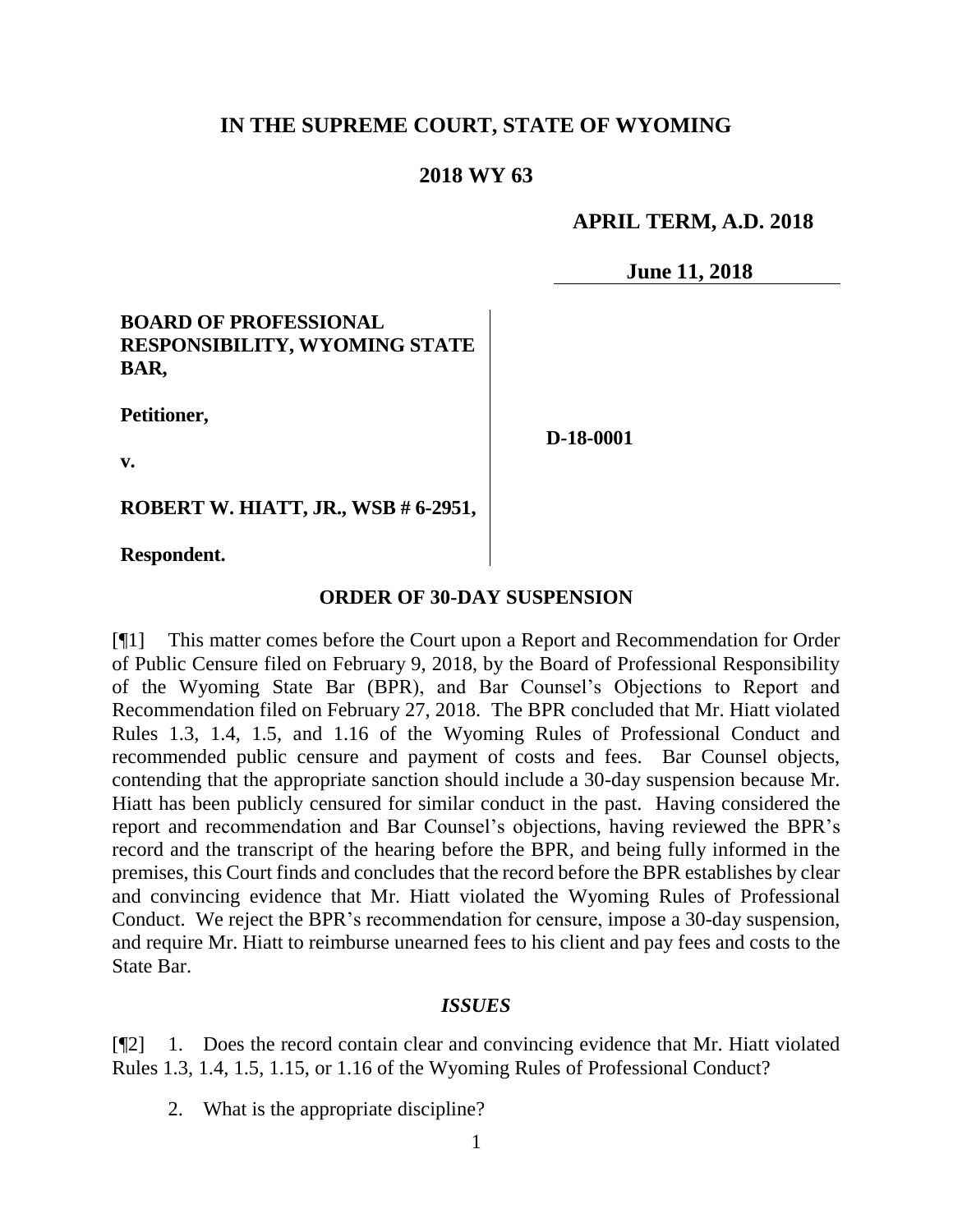# IN THE SUPREME COURT, STATE OF WYOMING

## 2018 WY 63

**APRIL TERM, A.D. 2018**

**June 11, 2018**

**BOARD OF PROFESSIONAL RESPONSIBILITY, WYOMING STATE BAR,**

**Petitioner,**

**v.**

**ROBERT W. HIATT, JR., WSB # 6-2951,**

**Respondent.**

**D-18-0001**

## ORDER OF 30-DAY SUSPENSION

[¶1] This matter comes before the Court upon a Report and Recommendation for Order of Public Censure filed on February 9, 2018, by the Board of Professional Responsibility of the Wyoming State Bar (BPR), and Bar Counsel's Objections to Report and Recommendation filed on February 27, 2018. The BPR concluded that Mr. Hiatt violated Rules 1.3, 1.4, 1.5, and 1.16 of the Wyoming Rules of Professional Conduct and recommended public censure and payment of costs and fees. Bar Counsel objects, contending that the appropriate sanction should include a 30-day suspension because Mr. Hiatt has been publicly censured for similar conduct in the past. Having considered the report and recommendation and Bar Counsel's objections, having reviewed the BPR's record and the transcript of the hearing before the BPR, and being fully informed in the premises, this Court finds and concludes that the record before the BPR establishes by clear and convincing evidence that Mr. Hiatt violated the Wyoming Rules of Professional Conduct. We reject the BPR's recommendation for censure, impose a 30-day suspension, and require Mr. Hiatt to reimburse unearned fees to his client and pay fees and costs to the State Bar.

### *ISSUES*

[¶2] 1. Does the record contain clear and convincing evidence that Mr. Hiatt violated Rules 1.3, 1.4, 1.5, 1.15, or 1.16 of the Wyoming Rules of Professional Conduct?

2. What is the appropriate discipline?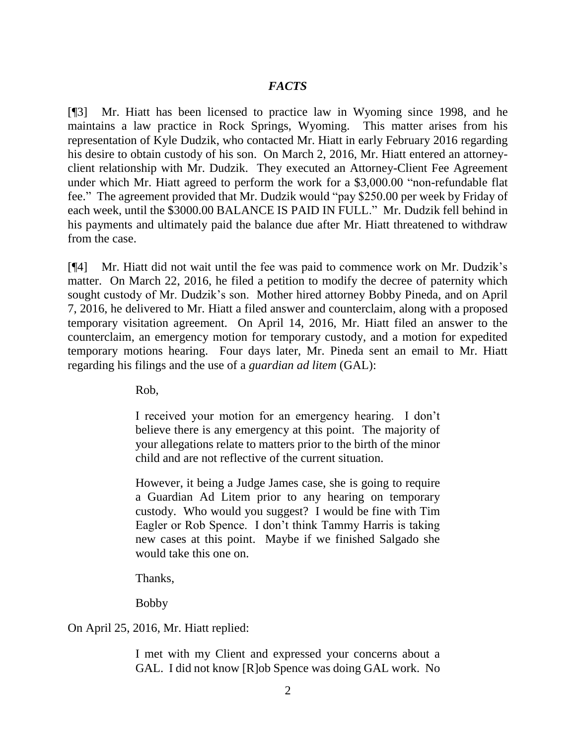## *FACTS*

[¶3] Mr. Hiatt has been licensed to practice law in Wyoming since 1998, and he maintains a law practice in Rock Springs, Wyoming. This matter arises from his representation of Kyle Dudzik, who contacted Mr. Hiatt in early February 2016 regarding his desire to obtain custody of his son. On March 2, 2016, Mr. Hiatt entered an attorney-client relationship with Mr. Dudzik. They executed an Attorney-Client Fee Agreement under which Mr. Hiatt agreed to perform the work for a $3,000.00 "non-refundable flat fee." The agreement provided that Mr. Dudzik would "pay $250.00 per week by Friday of each week, until the $3000.00 BALANCE IS PAID IN FULL." Mr. Dudzik fell behind in his payments and ultimately paid the balance due after Mr. Hiatt threatened to withdraw from the case.

[¶4] Mr. Hiatt did not wait until the fee was paid to commence work on Mr. Dudzik's matter. On March 22, 2016, he filed a petition to modify the decree of paternity which sought custody of Mr. Dudzik's son. Mother hired attorney Bobby Pineda, and on April 7, 2016, he delivered to Mr. Hiatt a filed answer and counterclaim, along with a proposed temporary visitation agreement. On April 14, 2016, Mr. Hiatt filed an answer to the counterclaim, an emergency motion for temporary custody, and a motion for expedited temporary motions hearing. Four days later, Mr. Pineda sent an email to Mr. Hiatt regarding his filings and the use of a *guardian ad litem* (GAL):

> Rob,
>
> I received your motion for an emergency hearing. I don't believe there is any emergency at this point. The majority of your allegations relate to matters prior to the birth of the minor child and are not reflective of the current situation.
>
> However, it being a Judge James case, she is going to require a Guardian Ad Litem prior to any hearing on temporary custody. Who would you suggest? I would be fine with Tim Eagler or Rob Spence. I don't think Tammy Harris is taking new cases at this point. Maybe if we finished Salgado she would take this one on.
>
> Thanks,
>
> Bobby

On April 25, 2016, Mr. Hiatt replied:

> I met with my Client and expressed your concerns about a GAL. I did not know [R]ob Spence was doing GAL work. No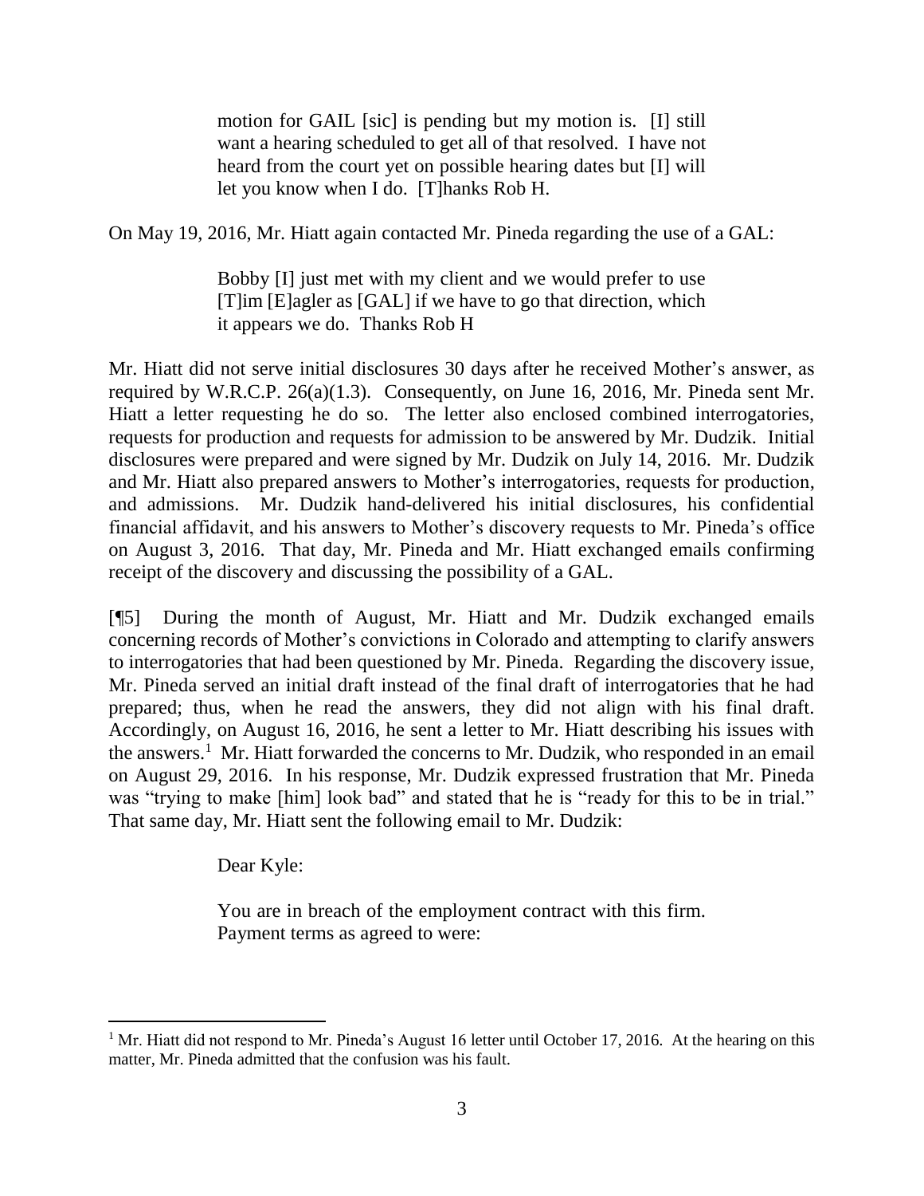> motion for GAIL [sic] is pending but my motion is. [I] still want a hearing scheduled to get all of that resolved. I have not heard from the court yet on possible hearing dates but [I] will let you know when I do. [T]hanks Rob H.

On May 19, 2016, Mr. Hiatt again contacted Mr. Pineda regarding the use of a GAL:

> Bobby [I] just met with my client and we would prefer to use [T]im [E]agler as [GAL] if we have to go that direction, which it appears we do. Thanks Rob H

Mr. Hiatt did not serve initial disclosures 30 days after he received Mother's answer, as required by W.R.C.P. 26(a)(1.3). Consequently, on June 16, 2016, Mr. Pineda sent Mr. Hiatt a letter requesting he do so. The letter also enclosed combined interrogatories, requests for production and requests for admission to be answered by Mr. Dudzik. Initial disclosures were prepared and were signed by Mr. Dudzik on July 14, 2016. Mr. Dudzik and Mr. Hiatt also prepared answers to Mother's interrogatories, requests for production, and admissions. Mr. Dudzik hand-delivered his initial disclosures, his confidential financial affidavit, and his answers to Mother's discovery requests to Mr. Pineda's office on August 3, 2016. That day, Mr. Pineda and Mr. Hiatt exchanged emails confirming receipt of the discovery and discussing the possibility of a GAL.

[¶5] During the month of August, Mr. Hiatt and Mr. Dudzik exchanged emails concerning records of Mother's convictions in Colorado and attempting to clarify answers to interrogatories that had been questioned by Mr. Pineda. Regarding the discovery issue, Mr. Pineda served an initial draft instead of the final draft of interrogatories that he had prepared; thus, when he read the answers, they did not align with his final draft. Accordingly, on August 16, 2016, he sent a letter to Mr. Hiatt describing his issues with the answers.[1] Mr. Hiatt forwarded the concerns to Mr. Dudzik, who responded in an email on August 29, 2016. In his response, Mr. Dudzik expressed frustration that Mr. Pineda was "trying to make [him] look bad" and stated that he is "ready for this to be in trial." That same day, Mr. Hiatt sent the following email to Mr. Dudzik:

> Dear Kyle:
>
> You are in breach of the employment contract with this firm. Payment terms as agreed to were:

---

[1] Mr. Hiatt did not respond to Mr. Pineda's August 16 letter until October 17, 2016. At the hearing on this matter, Mr. Pineda admitted that the confusion was his fault.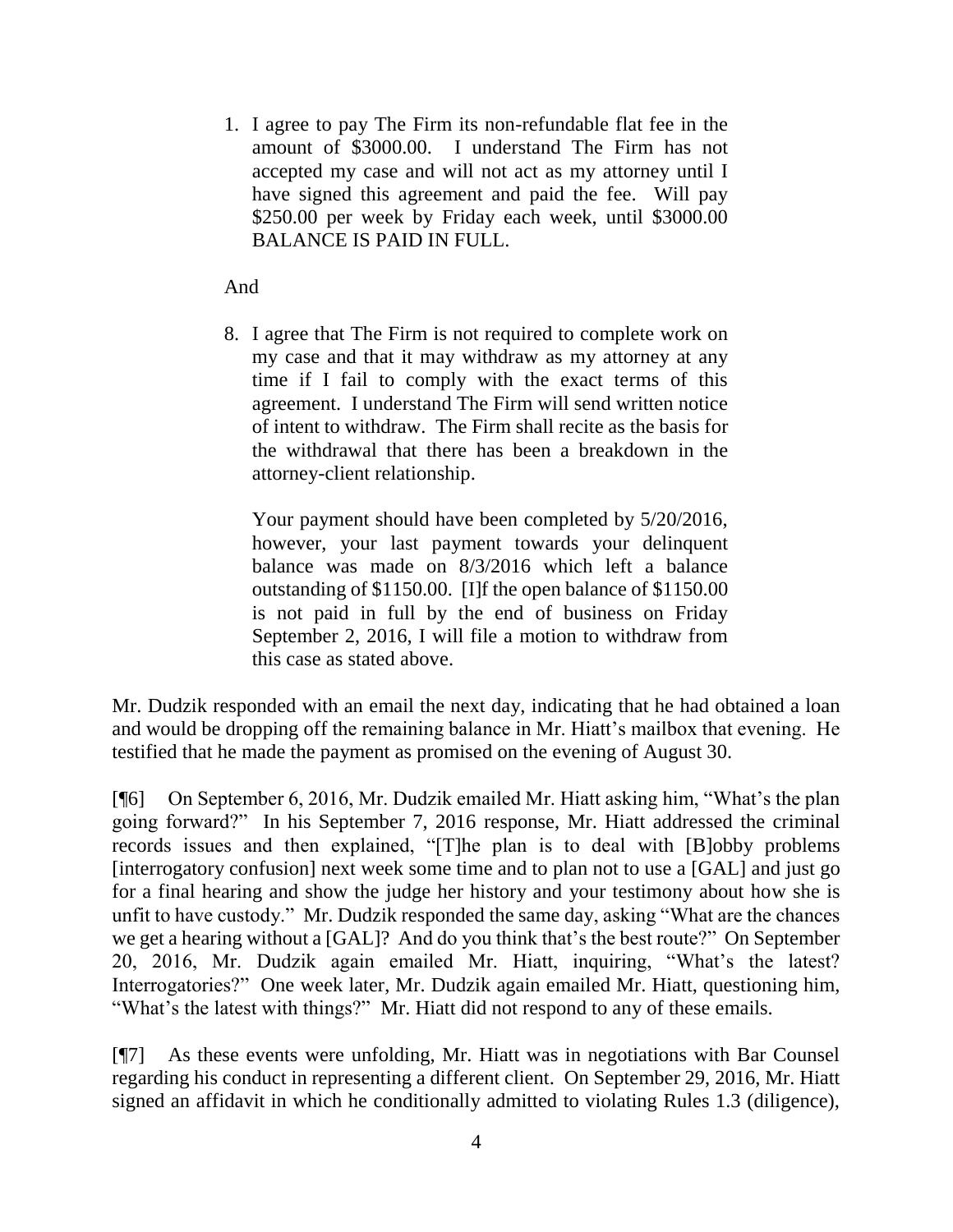1. I agree to pay The Firm its non-refundable flat fee in the amount of $3000.00. I understand The Firm has not accepted my case and will not act as my attorney until I have signed this agreement and paid the fee. Will pay $250.00 per week by Friday each week, until $3000.00 BALANCE IS PAID IN FULL.

And

8. I agree that The Firm is not required to complete work on my case and that it may withdraw as my attorney at any time if I fail to comply with the exact terms of this agreement. I understand The Firm will send written notice of intent to withdraw. The Firm shall recite as the basis for the withdrawal that there has been a breakdown in the attorney-client relationship.

   Your payment should have been completed by 5/20/2016, however, your last payment towards your delinquent balance was made on 8/3/2016 which left a balance outstanding of $1150.00. [I]f the open balance of $1150.00 is not paid in full by the end of business on Friday September 2, 2016, I will file a motion to withdraw from this case as stated above.

Mr. Dudzik responded with an email the next day, indicating that he had obtained a loan and would be dropping off the remaining balance in Mr. Hiatt's mailbox that evening. He testified that he made the payment as promised on the evening of August 30.

[¶6] On September 6, 2016, Mr. Dudzik emailed Mr. Hiatt asking him, "What's the plan going forward?" In his September 7, 2016 response, Mr. Hiatt addressed the criminal records issues and then explained, "[T]he plan is to deal with [B]obby problems [interrogatory confusion] next week some time and to plan not to use a [GAL] and just go for a final hearing and show the judge her history and your testimony about how she is unfit to have custody." Mr. Dudzik responded the same day, asking "What are the chances we get a hearing without a [GAL]? And do you think that's the best route?" On September 20, 2016, Mr. Dudzik again emailed Mr. Hiatt, inquiring, "What's the latest? Interrogatories?" One week later, Mr. Dudzik again emailed Mr. Hiatt, questioning him, "What's the latest with things?" Mr. Hiatt did not respond to any of these emails.

[¶7] As these events were unfolding, Mr. Hiatt was in negotiations with Bar Counsel regarding his conduct in representing a different client. On September 29, 2016, Mr. Hiatt signed an affidavit in which he conditionally admitted to violating Rules 1.3 (diligence),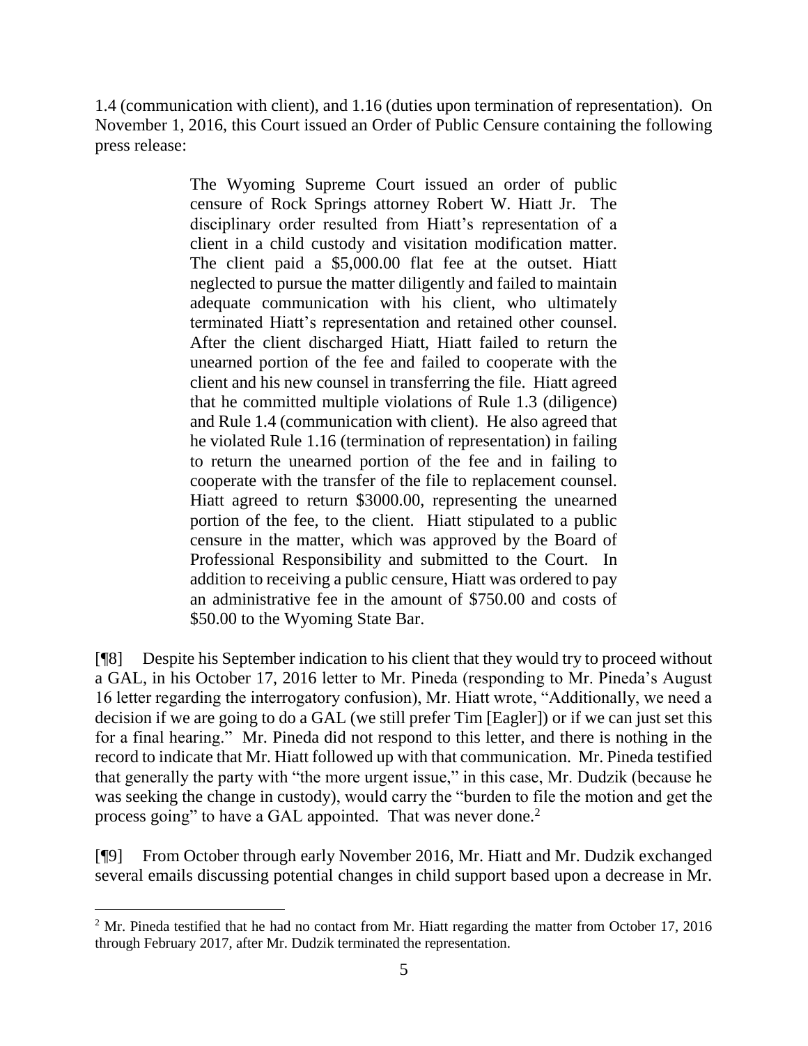1.4 (communication with client), and 1.16 (duties upon termination of representation). On November 1, 2016, this Court issued an Order of Public Censure containing the following press release:

> The Wyoming Supreme Court issued an order of public censure of Rock Springs attorney Robert W. Hiatt Jr. The disciplinary order resulted from Hiatt's representation of a client in a child custody and visitation modification matter. The client paid a $5,000.00 flat fee at the outset. Hiatt neglected to pursue the matter diligently and failed to maintain adequate communication with his client, who ultimately terminated Hiatt's representation and retained other counsel. After the client discharged Hiatt, Hiatt failed to return the unearned portion of the fee and failed to cooperate with the client and his new counsel in transferring the file. Hiatt agreed that he committed multiple violations of Rule 1.3 (diligence) and Rule 1.4 (communication with client). He also agreed that he violated Rule 1.16 (termination of representation) in failing to return the unearned portion of the fee and in failing to cooperate with the transfer of the file to replacement counsel. Hiatt agreed to return $3000.00, representing the unearned portion of the fee, to the client. Hiatt stipulated to a public censure in the matter, which was approved by the Board of Professional Responsibility and submitted to the Court. In addition to receiving a public censure, Hiatt was ordered to pay an administrative fee in the amount of $750.00 and costs of $50.00 to the Wyoming State Bar.

[¶8] Despite his September indication to his client that they would try to proceed without a GAL, in his October 17, 2016 letter to Mr. Pineda (responding to Mr. Pineda's August 16 letter regarding the interrogatory confusion), Mr. Hiatt wrote, "Additionally, we need a decision if we are going to do a GAL (we still prefer Tim [Eagler]) or if we can just set this for a final hearing." Mr. Pineda did not respond to this letter, and there is nothing in the record to indicate that Mr. Hiatt followed up with that communication. Mr. Pineda testified that generally the party with "the more urgent issue," in this case, Mr. Dudzik (because he was seeking the change in custody), would carry the "burden to file the motion and get the process going" to have a GAL appointed. That was never done.[2]

[¶9] From October through early November 2016, Mr. Hiatt and Mr. Dudzik exchanged several emails discussing potential changes in child support based upon a decrease in Mr.

---

[2] Mr. Pineda testified that he had no contact from Mr. Hiatt regarding the matter from October 17, 2016 through February 2017, after Mr. Dudzik terminated the representation.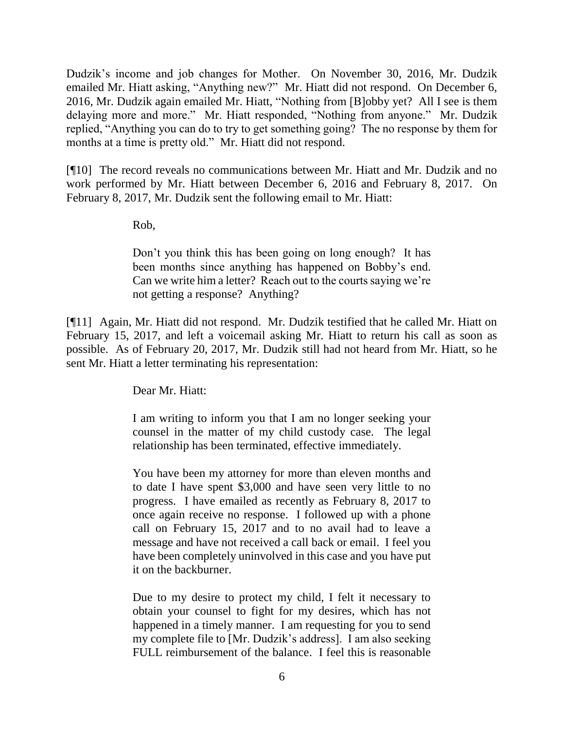Dudzik's income and job changes for Mother. On November 30, 2016, Mr. Dudzik emailed Mr. Hiatt asking, "Anything new?" Mr. Hiatt did not respond. On December 6, 2016, Mr. Dudzik again emailed Mr. Hiatt, "Nothing from [B]obby yet? All I see is them delaying more and more." Mr. Hiatt responded, "Nothing from anyone." Mr. Dudzik replied, "Anything you can do to try to get something going? The no response by them for months at a time is pretty old." Mr. Hiatt did not respond.

[¶10] The record reveals no communications between Mr. Hiatt and Mr. Dudzik and no work performed by Mr. Hiatt between December 6, 2016 and February 8, 2017. On February 8, 2017, Mr. Dudzik sent the following email to Mr. Hiatt:

> Rob,
>
> Don't you think this has been going on long enough? It has been months since anything has happened on Bobby's end. Can we write him a letter? Reach out to the courts saying we're not getting a response? Anything?

[¶11] Again, Mr. Hiatt did not respond. Mr. Dudzik testified that he called Mr. Hiatt on February 15, 2017, and left a voicemail asking Mr. Hiatt to return his call as soon as possible. As of February 20, 2017, Mr. Dudzik still had not heard from Mr. Hiatt, so he sent Mr. Hiatt a letter terminating his representation:

> Dear Mr. Hiatt:
>
> I am writing to inform you that I am no longer seeking your counsel in the matter of my child custody case. The legal relationship has been terminated, effective immediately.
>
> You have been my attorney for more than eleven months and to date I have spent $3,000 and have seen very little to no progress. I have emailed as recently as February 8, 2017 to once again receive no response. I followed up with a phone call on February 15, 2017 and to no avail had to leave a message and have not received a call back or email. I feel you have been completely uninvolved in this case and you have put it on the backburner.
>
> Due to my desire to protect my child, I felt it necessary to obtain your counsel to fight for my desires, which has not happened in a timely manner. I am requesting for you to send my complete file to [Mr. Dudzik's address]. I am also seeking FULL reimbursement of the balance. I feel this is reasonable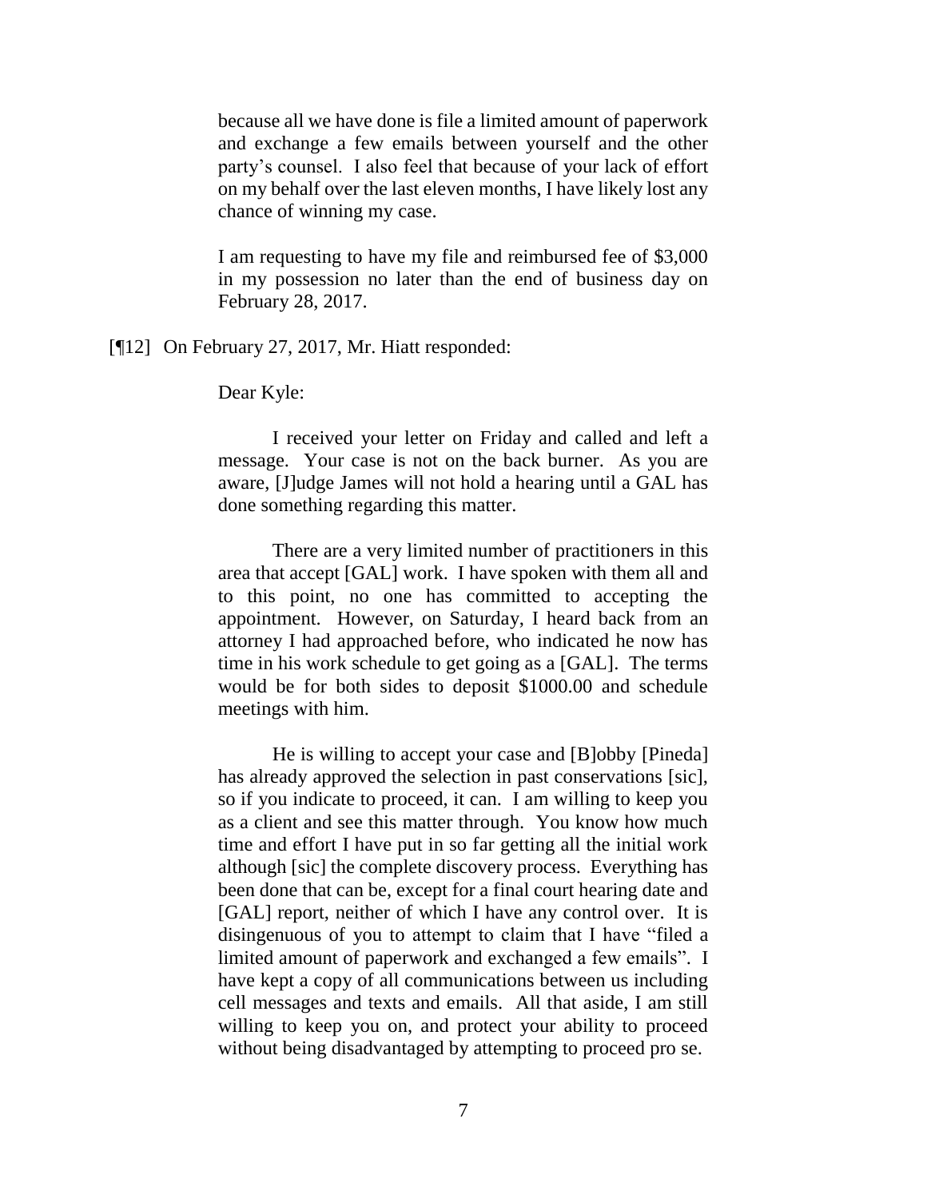> because all we have done is file a limited amount of paperwork and exchange a few emails between yourself and the other party's counsel. I also feel that because of your lack of effort on my behalf over the last eleven months, I have likely lost any chance of winning my case.
>
> I am requesting to have my file and reimbursed fee of $3,000 in my possession no later than the end of business day on February 28, 2017.

[¶12] On February 27, 2017, Mr. Hiatt responded:

> Dear Kyle:
>
> I received your letter on Friday and called and left a message. Your case is not on the back burner. As you are aware, [J]udge James will not hold a hearing until a GAL has done something regarding this matter.
>
> There are a very limited number of practitioners in this area that accept [GAL] work. I have spoken with them all and to this point, no one has committed to accepting the appointment. However, on Saturday, I heard back from an attorney I had approached before, who indicated he now has time in his work schedule to get going as a [GAL]. The terms would be for both sides to deposit $1000.00 and schedule meetings with him.
>
> He is willing to accept your case and [B]obby [Pineda] has already approved the selection in past conservations [sic], so if you indicate to proceed, it can. I am willing to keep you as a client and see this matter through. You know how much time and effort I have put in so far getting all the initial work although [sic] the complete discovery process. Everything has been done that can be, except for a final court hearing date and [GAL] report, neither of which I have any control over. It is disingenuous of you to attempt to claim that I have "filed a limited amount of paperwork and exchanged a few emails". I have kept a copy of all communications between us including cell messages and texts and emails. All that aside, I am still willing to keep you on, and protect your ability to proceed without being disadvantaged by attempting to proceed pro se.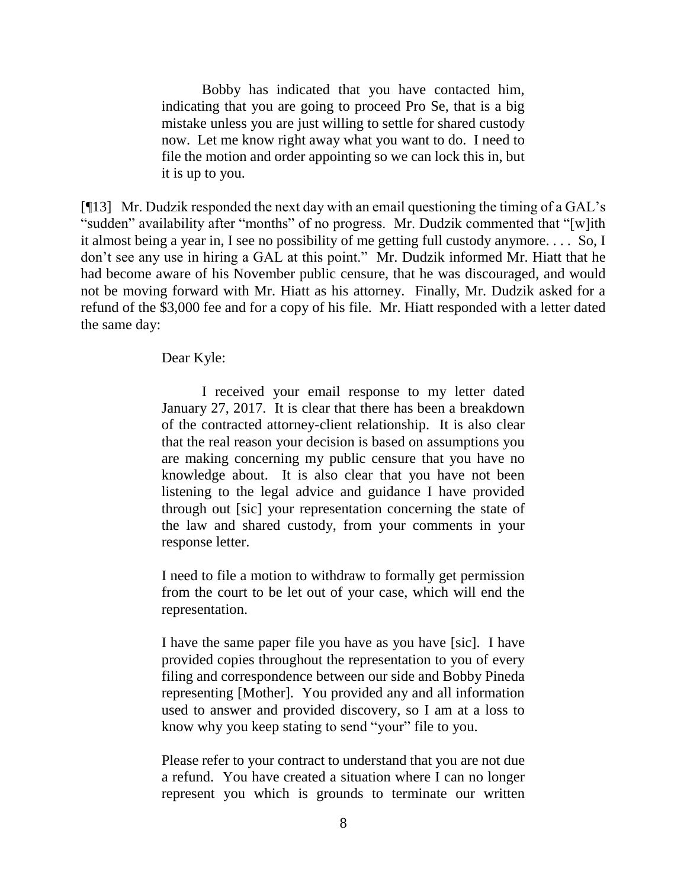> Bobby has indicated that you have contacted him, indicating that you are going to proceed Pro Se, that is a big mistake unless you are just willing to settle for shared custody now. Let me know right away what you want to do. I need to file the motion and order appointing so we can lock this in, but it is up to you.

[¶13] Mr. Dudzik responded the next day with an email questioning the timing of a GAL's "sudden" availability after "months" of no progress. Mr. Dudzik commented that "[w]ith it almost being a year in, I see no possibility of me getting full custody anymore. . . . So, I don't see any use in hiring a GAL at this point." Mr. Dudzik informed Mr. Hiatt that he had become aware of his November public censure, that he was discouraged, and would not be moving forward with Mr. Hiatt as his attorney. Finally, Mr. Dudzik asked for a refund of the $3,000 fee and for a copy of his file. Mr. Hiatt responded with a letter dated the same day:

> Dear Kyle:
>
> I received your email response to my letter dated January 27, 2017. It is clear that there has been a breakdown of the contracted attorney-client relationship. It is also clear that the real reason your decision is based on assumptions you are making concerning my public censure that you have no knowledge about. It is also clear that you have not been listening to the legal advice and guidance I have provided through out [sic] your representation concerning the state of the law and shared custody, from your comments in your response letter.
>
> I need to file a motion to withdraw to formally get permission from the court to be let out of your case, which will end the representation.
>
> I have the same paper file you have as you have [sic]. I have provided copies throughout the representation to you of every filing and correspondence between our side and Bobby Pineda representing [Mother]. You provided any and all information used to answer and provided discovery, so I am at a loss to know why you keep stating to send "your" file to you.
>
> Please refer to your contract to understand that you are not due a refund. You have created a situation where I can no longer represent you which is grounds to terminate our written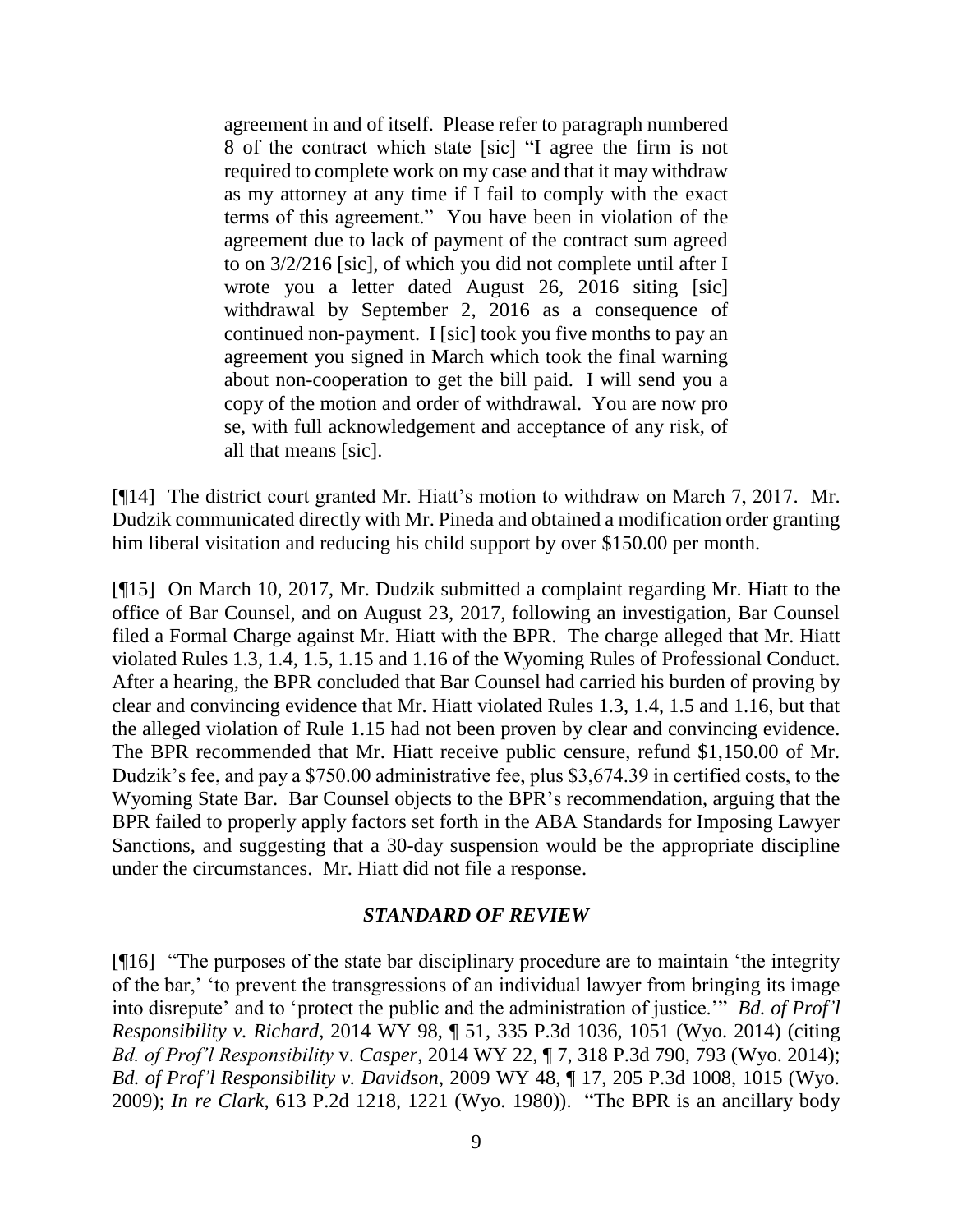> agreement in and of itself. Please refer to paragraph numbered 8 of the contract which state [sic] "I agree the firm is not required to complete work on my case and that it may withdraw as my attorney at any time if I fail to comply with the exact terms of this agreement." You have been in violation of the agreement due to lack of payment of the contract sum agreed to on 3/2/216 [sic], of which you did not complete until after I wrote you a letter dated August 26, 2016 siting [sic] withdrawal by September 2, 2016 as a consequence of continued non-payment. I [sic] took you five months to pay an agreement you signed in March which took the final warning about non-cooperation to get the bill paid. I will send you a copy of the motion and order of withdrawal. You are now pro se, with full acknowledgement and acceptance of any risk, of all that means [sic].

[¶14] The district court granted Mr. Hiatt's motion to withdraw on March 7, 2017. Mr. Dudzik communicated directly with Mr. Pineda and obtained a modification order granting him liberal visitation and reducing his child support by over $150.00 per month.

[¶15] On March 10, 2017, Mr. Dudzik submitted a complaint regarding Mr. Hiatt to the office of Bar Counsel, and on August 23, 2017, following an investigation, Bar Counsel filed a Formal Charge against Mr. Hiatt with the BPR. The charge alleged that Mr. Hiatt violated Rules 1.3, 1.4, 1.5, 1.15 and 1.16 of the Wyoming Rules of Professional Conduct. After a hearing, the BPR concluded that Bar Counsel had carried his burden of proving by clear and convincing evidence that Mr. Hiatt violated Rules 1.3, 1.4, 1.5 and 1.16, but that the alleged violation of Rule 1.15 had not been proven by clear and convincing evidence. The BPR recommended that Mr. Hiatt receive public censure, refund $1,150.00 of Mr. Dudzik's fee, and pay a $750.00 administrative fee, plus $3,674.39 in certified costs, to the Wyoming State Bar. Bar Counsel objects to the BPR's recommendation, arguing that the BPR failed to properly apply factors set forth in the ABA Standards for Imposing Lawyer Sanctions, and suggesting that a 30-day suspension would be the appropriate discipline under the circumstances. Mr. Hiatt did not file a response.

### *STANDARD OF REVIEW*

[¶16] "The purposes of the state bar disciplinary procedure are to maintain 'the integrity of the bar,' 'to prevent the transgressions of an individual lawyer from bringing its image into disrepute' and to 'protect the public and the administration of justice.'" *Bd. of Prof'l Responsibility v. Richard*, 2014 WY 98, ¶ 51, 335 P.3d 1036, 1051 (Wyo. 2014) (citing *Bd. of Prof'l Responsibility* v. *Casper*, 2014 WY 22, ¶ 7, 318 P.3d 790, 793 (Wyo. 2014); *Bd. of Prof'l Responsibility v. Davidson*, 2009 WY 48, ¶ 17, 205 P.3d 1008, 1015 (Wyo. 2009); *In re Clark*, 613 P.2d 1218, 1221 (Wyo. 1980)). "The BPR is an ancillary body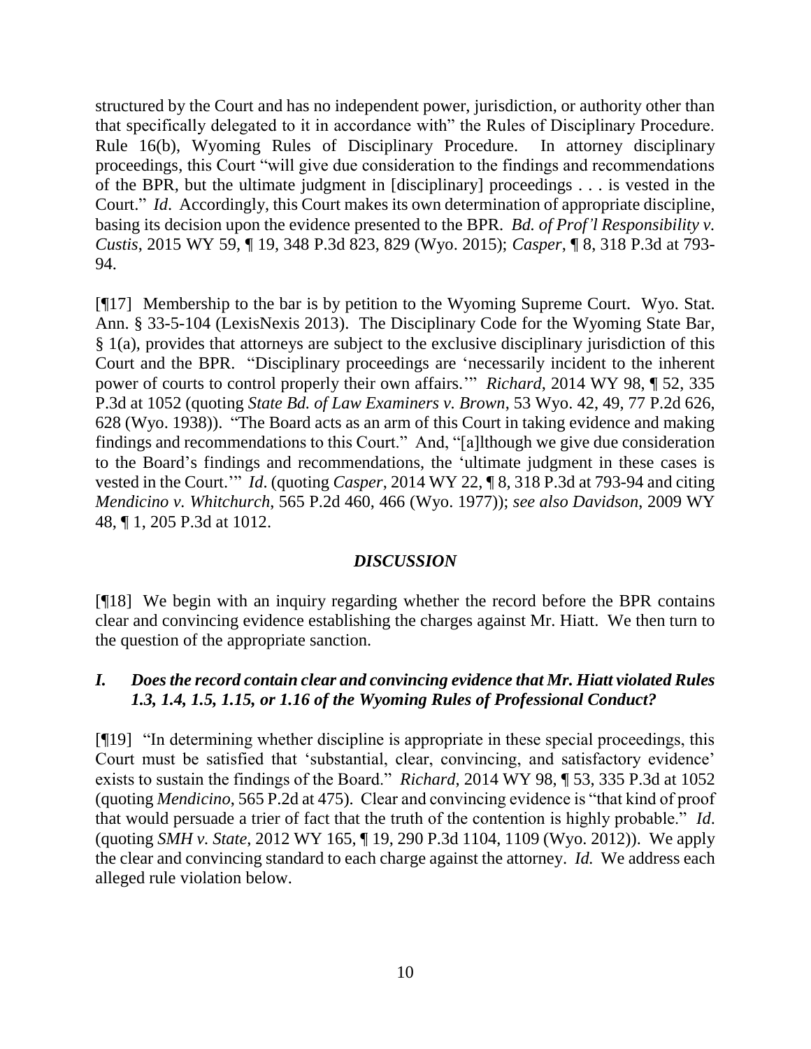structured by the Court and has no independent power, jurisdiction, or authority other than that specifically delegated to it in accordance with" the Rules of Disciplinary Procedure. Rule 16(b), Wyoming Rules of Disciplinary Procedure. In attorney disciplinary proceedings, this Court "will give due consideration to the findings and recommendations of the BPR, but the ultimate judgment in [disciplinary] proceedings . . . is vested in the Court." *Id*. Accordingly, this Court makes its own determination of appropriate discipline, basing its decision upon the evidence presented to the BPR. *Bd. of Prof'l Responsibility v. Custis*, 2015 WY 59, ¶ 19, 348 P.3d 823, 829 (Wyo. 2015); *Casper*, ¶ 8, 318 P.3d at 793-94.

[¶17] Membership to the bar is by petition to the Wyoming Supreme Court. Wyo. Stat. Ann. § 33-5-104 (LexisNexis 2013). The Disciplinary Code for the Wyoming State Bar, § 1(a), provides that attorneys are subject to the exclusive disciplinary jurisdiction of this Court and the BPR. "Disciplinary proceedings are 'necessarily incident to the inherent power of courts to control properly their own affairs.'" *Richard*, 2014 WY 98, ¶ 52, 335 P.3d at 1052 (quoting *State Bd. of Law Examiners v. Brown*, 53 Wyo. 42, 49, 77 P.2d 626, 628 (Wyo. 1938)). "The Board acts as an arm of this Court in taking evidence and making findings and recommendations to this Court." And, "[a]lthough we give due consideration to the Board's findings and recommendations, the 'ultimate judgment in these cases is vested in the Court.'" *Id*. (quoting *Casper*, 2014 WY 22, ¶ 8, 318 P.3d at 793-94 and citing *Mendicino v. Whitchurch*, 565 P.2d 460, 466 (Wyo. 1977)); *see also Davidson*, 2009 WY 48, ¶ 1, 205 P.3d at 1012.

## *DISCUSSION*

[¶18] We begin with an inquiry regarding whether the record before the BPR contains clear and convincing evidence establishing the charges against Mr. Hiatt. We then turn to the question of the appropriate sanction.

### *I. Does the record contain clear and convincing evidence that Mr. Hiatt violated Rules 1.3, 1.4, 1.5, 1.15, or 1.16 of the Wyoming Rules of Professional Conduct?*

[¶19] "In determining whether discipline is appropriate in these special proceedings, this Court must be satisfied that 'substantial, clear, convincing, and satisfactory evidence' exists to sustain the findings of the Board." *Richard*, 2014 WY 98, ¶ 53, 335 P.3d at 1052 (quoting *Mendicino*, 565 P.2d at 475). Clear and convincing evidence is "that kind of proof that would persuade a trier of fact that the truth of the contention is highly probable." *Id*. (quoting *SMH v. State*, 2012 WY 165, ¶ 19, 290 P.3d 1104, 1109 (Wyo. 2012)). We apply the clear and convincing standard to each charge against the attorney. *Id.* We address each alleged rule violation below.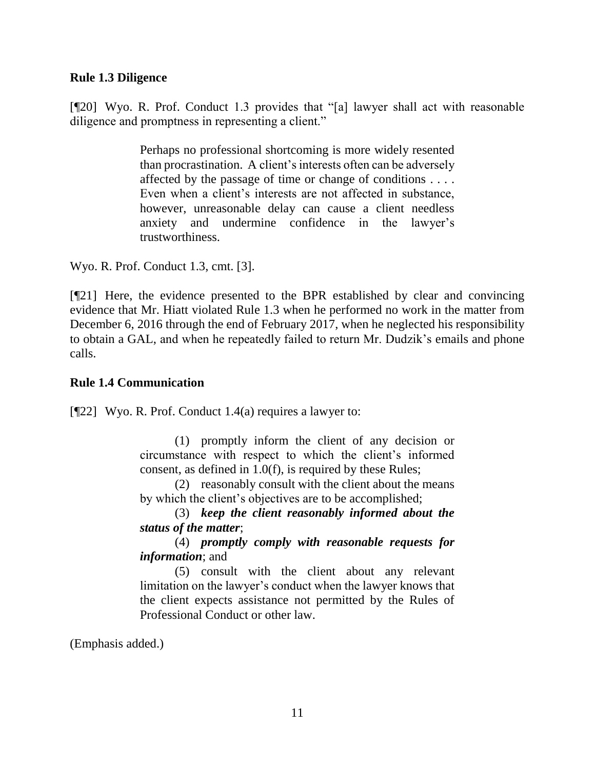**Rule 1.3 Diligence**

[¶20] Wyo. R. Prof. Conduct 1.3 provides that "[a] lawyer shall act with reasonable diligence and promptness in representing a client."

> Perhaps no professional shortcoming is more widely resented than procrastination. A client's interests often can be adversely affected by the passage of time or change of conditions . . . . Even when a client's interests are not affected in substance, however, unreasonable delay can cause a client needless anxiety and undermine confidence in the lawyer's trustworthiness.

Wyo. R. Prof. Conduct 1.3, cmt. [3].

[¶21] Here, the evidence presented to the BPR established by clear and convincing evidence that Mr. Hiatt violated Rule 1.3 when he performed no work in the matter from December 6, 2016 through the end of February 2017, when he neglected his responsibility to obtain a GAL, and when he repeatedly failed to return Mr. Dudzik's emails and phone calls.

**Rule 1.4 Communication**

[¶22] Wyo. R. Prof. Conduct 1.4(a) requires a lawyer to:

> (1) promptly inform the client of any decision or circumstance with respect to which the client's informed consent, as defined in 1.0(f), is required by these Rules;
>
> (2) reasonably consult with the client about the means by which the client's objectives are to be accomplished;
>
> (3) ***keep the client reasonably informed about the status of the matter***;
>
> (4) ***promptly comply with reasonable requests for information***; and
>
> (5) consult with the client about any relevant limitation on the lawyer's conduct when the lawyer knows that the client expects assistance not permitted by the Rules of Professional Conduct or other law.

(Emphasis added.)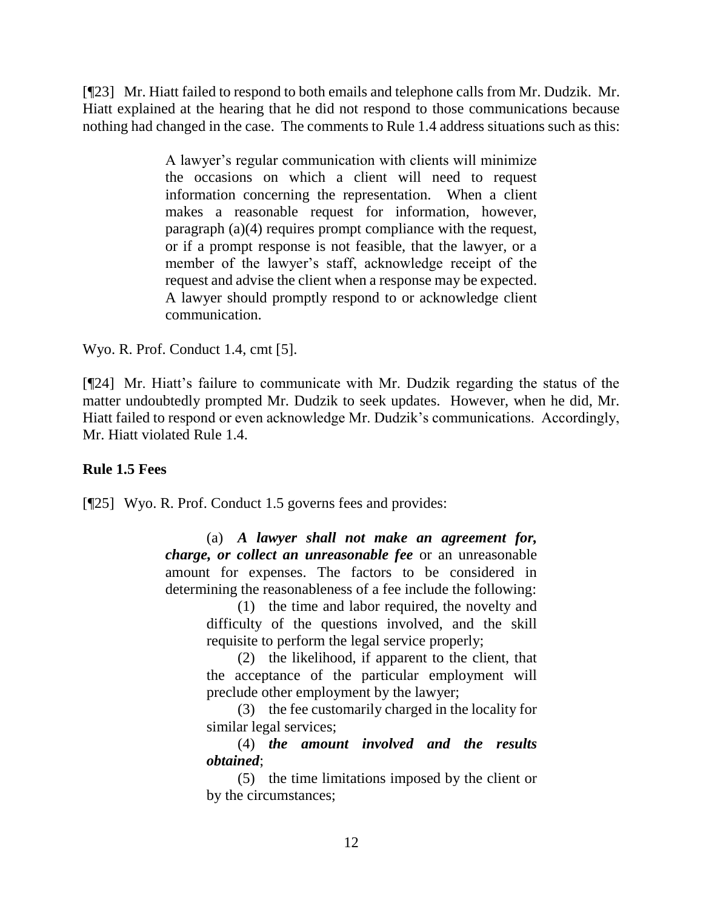[¶23] Mr. Hiatt failed to respond to both emails and telephone calls from Mr. Dudzik. Mr. Hiatt explained at the hearing that he did not respond to those communications because nothing had changed in the case. The comments to Rule 1.4 address situations such as this:

> A lawyer's regular communication with clients will minimize the occasions on which a client will need to request information concerning the representation. When a client makes a reasonable request for information, however, paragraph (a)(4) requires prompt compliance with the request, or if a prompt response is not feasible, that the lawyer, or a member of the lawyer's staff, acknowledge receipt of the request and advise the client when a response may be expected. A lawyer should promptly respond to or acknowledge client communication.

Wyo. R. Prof. Conduct 1.4, cmt [5].

[¶24] Mr. Hiatt's failure to communicate with Mr. Dudzik regarding the status of the matter undoubtedly prompted Mr. Dudzik to seek updates. However, when he did, Mr. Hiatt failed to respond or even acknowledge Mr. Dudzik's communications. Accordingly, Mr. Hiatt violated Rule 1.4.

**Rule 1.5 Fees**

[¶25] Wyo. R. Prof. Conduct 1.5 governs fees and provides:

> (a) ***A lawyer shall not make an agreement for, charge, or collect an unreasonable fee*** or an unreasonable amount for expenses. The factors to be considered in determining the reasonableness of a fee include the following:
>
> (1) the time and labor required, the novelty and difficulty of the questions involved, and the skill requisite to perform the legal service properly;
>
> (2) the likelihood, if apparent to the client, that the acceptance of the particular employment will preclude other employment by the lawyer;
>
> (3) the fee customarily charged in the locality for similar legal services;
>
> (4) ***the amount involved and the results obtained***;
>
> (5) the time limitations imposed by the client or by the circumstances;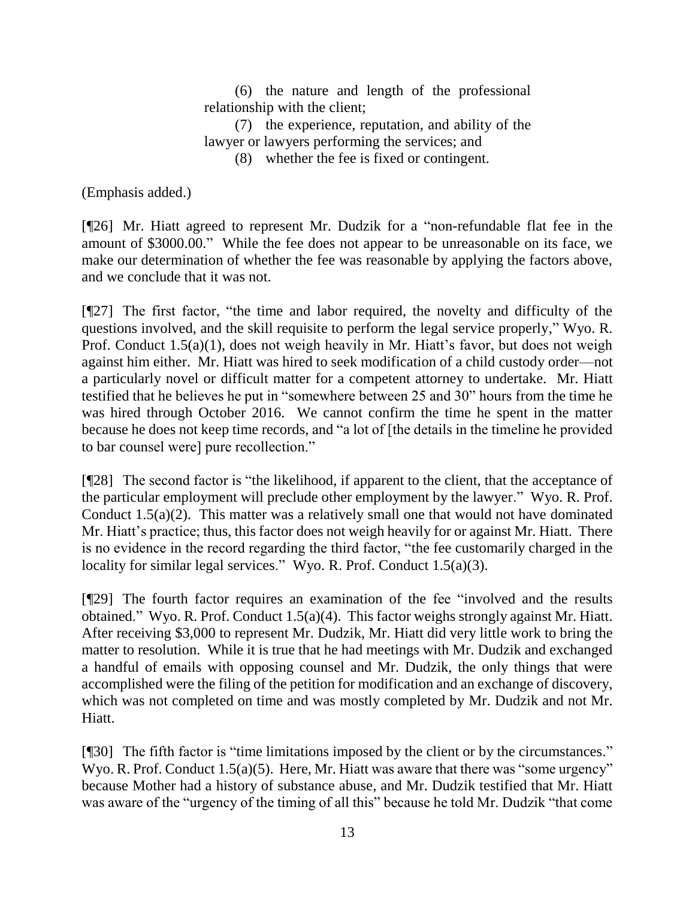> (6) the nature and length of the professional relationship with the client;
>
> (7) the experience, reputation, and ability of the lawyer or lawyers performing the services; and
>
> (8) whether the fee is fixed or contingent.

(Emphasis added.)

[¶26] Mr. Hiatt agreed to represent Mr. Dudzik for a "non-refundable flat fee in the amount of $3000.00." While the fee does not appear to be unreasonable on its face, we make our determination of whether the fee was reasonable by applying the factors above, and we conclude that it was not.

[¶27] The first factor, "the time and labor required, the novelty and difficulty of the questions involved, and the skill requisite to perform the legal service properly," Wyo. R. Prof. Conduct 1.5(a)(1), does not weigh heavily in Mr. Hiatt's favor, but does not weigh against him either. Mr. Hiatt was hired to seek modification of a child custody order—not a particularly novel or difficult matter for a competent attorney to undertake. Mr. Hiatt testified that he believes he put in "somewhere between 25 and 30" hours from the time he was hired through October 2016. We cannot confirm the time he spent in the matter because he does not keep time records, and "a lot of [the details in the timeline he provided to bar counsel were] pure recollection."

[¶28] The second factor is "the likelihood, if apparent to the client, that the acceptance of the particular employment will preclude other employment by the lawyer." Wyo. R. Prof. Conduct 1.5(a)(2). This matter was a relatively small one that would not have dominated Mr. Hiatt's practice; thus, this factor does not weigh heavily for or against Mr. Hiatt. There is no evidence in the record regarding the third factor, "the fee customarily charged in the locality for similar legal services." Wyo. R. Prof. Conduct 1.5(a)(3).

[¶29] The fourth factor requires an examination of the fee "involved and the results obtained." Wyo. R. Prof. Conduct 1.5(a)(4). This factor weighs strongly against Mr. Hiatt. After receiving $3,000 to represent Mr. Dudzik, Mr. Hiatt did very little work to bring the matter to resolution. While it is true that he had meetings with Mr. Dudzik and exchanged a handful of emails with opposing counsel and Mr. Dudzik, the only things that were accomplished were the filing of the petition for modification and an exchange of discovery, which was not completed on time and was mostly completed by Mr. Dudzik and not Mr. Hiatt.

[¶30] The fifth factor is "time limitations imposed by the client or by the circumstances." Wyo. R. Prof. Conduct 1.5(a)(5). Here, Mr. Hiatt was aware that there was "some urgency" because Mother had a history of substance abuse, and Mr. Dudzik testified that Mr. Hiatt was aware of the "urgency of the timing of all this" because he told Mr. Dudzik "that come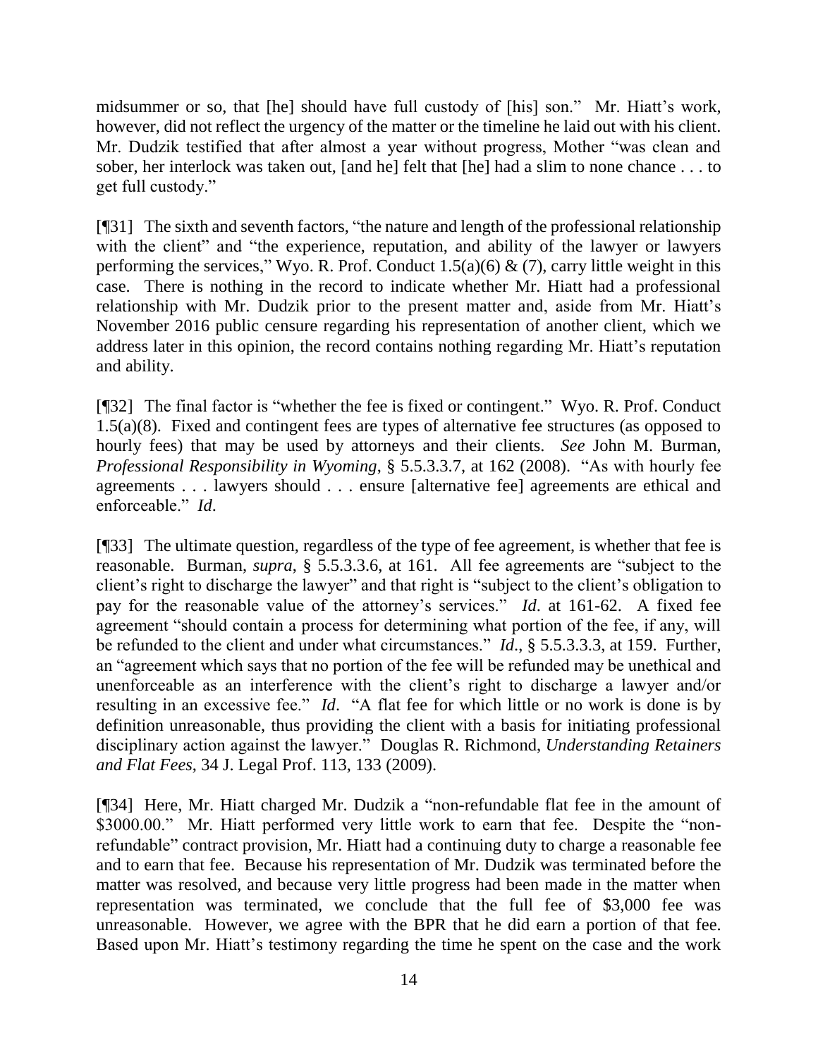midsummer or so, that [he] should have full custody of [his] son." Mr. Hiatt's work, however, did not reflect the urgency of the matter or the timeline he laid out with his client. Mr. Dudzik testified that after almost a year without progress, Mother "was clean and sober, her interlock was taken out, [and he] felt that [he] had a slim to none chance . . . to get full custody."

[¶31] The sixth and seventh factors, "the nature and length of the professional relationship with the client" and "the experience, reputation, and ability of the lawyer or lawyers performing the services," Wyo. R. Prof. Conduct 1.5(a)(6) & (7), carry little weight in this case. There is nothing in the record to indicate whether Mr. Hiatt had a professional relationship with Mr. Dudzik prior to the present matter and, aside from Mr. Hiatt's November 2016 public censure regarding his representation of another client, which we address later in this opinion, the record contains nothing regarding Mr. Hiatt's reputation and ability.

[¶32] The final factor is "whether the fee is fixed or contingent." Wyo. R. Prof. Conduct 1.5(a)(8). Fixed and contingent fees are types of alternative fee structures (as opposed to hourly fees) that may be used by attorneys and their clients. *See* John M. Burman, *Professional Responsibility in Wyoming*, § 5.5.3.3.7, at 162 (2008). "As with hourly fee agreements . . . lawyers should . . . ensure [alternative fee] agreements are ethical and enforceable." *Id*.

[¶33] The ultimate question, regardless of the type of fee agreement, is whether that fee is reasonable. Burman, *supra*, § 5.5.3.3.6, at 161. All fee agreements are "subject to the client's right to discharge the lawyer" and that right is "subject to the client's obligation to pay for the reasonable value of the attorney's services." *Id*. at 161-62. A fixed fee agreement "should contain a process for determining what portion of the fee, if any, will be refunded to the client and under what circumstances." *Id*., § 5.5.3.3.3, at 159. Further, an "agreement which says that no portion of the fee will be refunded may be unethical and unenforceable as an interference with the client's right to discharge a lawyer and/or resulting in an excessive fee." *Id*. "A flat fee for which little or no work is done is by definition unreasonable, thus providing the client with a basis for initiating professional disciplinary action against the lawyer." Douglas R. Richmond, *Understanding Retainers and Flat Fees*, 34 J. Legal Prof. 113, 133 (2009).

[¶34] Here, Mr. Hiatt charged Mr. Dudzik a "non-refundable flat fee in the amount of $3000.00." Mr. Hiatt performed very little work to earn that fee. Despite the "non-refundable" contract provision, Mr. Hiatt had a continuing duty to charge a reasonable fee and to earn that fee. Because his representation of Mr. Dudzik was terminated before the matter was resolved, and because very little progress had been made in the matter when representation was terminated, we conclude that the full fee of $3,000 fee was unreasonable. However, we agree with the BPR that he did earn a portion of that fee. Based upon Mr. Hiatt's testimony regarding the time he spent on the case and the work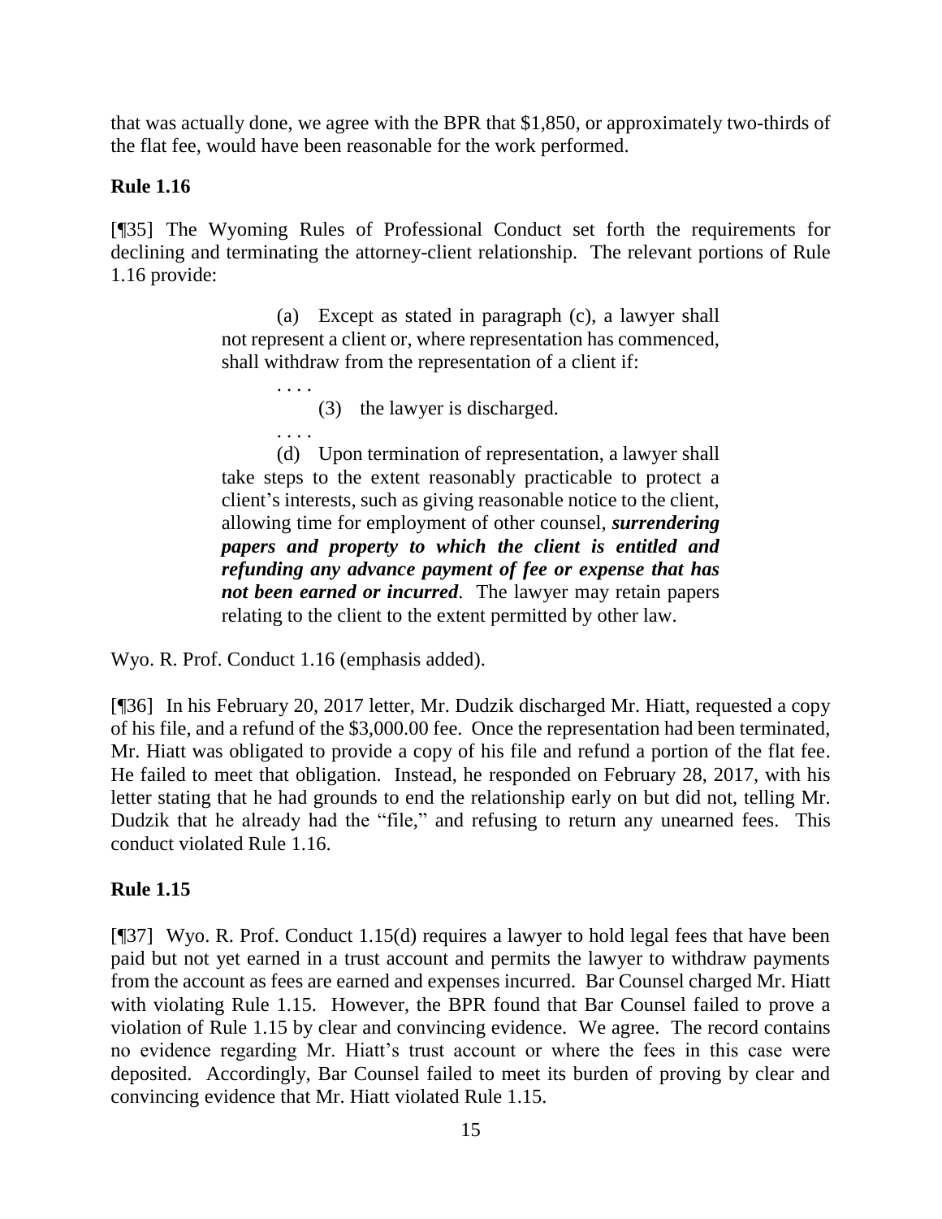that was actually done, we agree with the BPR that $1,850, or approximately two-thirds of the flat fee, would have been reasonable for the work performed.

**Rule 1.16**

[¶35] The Wyoming Rules of Professional Conduct set forth the requirements for declining and terminating the attorney-client relationship. The relevant portions of Rule 1.16 provide:

> (a) Except as stated in paragraph (c), a lawyer shall not represent a client or, where representation has commenced, shall withdraw from the representation of a client if:
>
> . . . .
>
> (3) the lawyer is discharged.
>
> . . . .
>
> (d) Upon termination of representation, a lawyer shall take steps to the extent reasonably practicable to protect a client's interests, such as giving reasonable notice to the client, allowing time for employment of other counsel, ***surrendering papers and property to which the client is entitled and refunding any advance payment of fee or expense that has not been earned or incurred***. The lawyer may retain papers relating to the client to the extent permitted by other law.

Wyo. R. Prof. Conduct 1.16 (emphasis added).

[¶36] In his February 20, 2017 letter, Mr. Dudzik discharged Mr. Hiatt, requested a copy of his file, and a refund of the $3,000.00 fee. Once the representation had been terminated, Mr. Hiatt was obligated to provide a copy of his file and refund a portion of the flat fee. He failed to meet that obligation. Instead, he responded on February 28, 2017, with his letter stating that he had grounds to end the relationship early on but did not, telling Mr. Dudzik that he already had the "file," and refusing to return any unearned fees. This conduct violated Rule 1.16.

**Rule 1.15**

[¶37] Wyo. R. Prof. Conduct 1.15(d) requires a lawyer to hold legal fees that have been paid but not yet earned in a trust account and permits the lawyer to withdraw payments from the account as fees are earned and expenses incurred. Bar Counsel charged Mr. Hiatt with violating Rule 1.15. However, the BPR found that Bar Counsel failed to prove a violation of Rule 1.15 by clear and convincing evidence. We agree. The record contains no evidence regarding Mr. Hiatt's trust account or where the fees in this case were deposited. Accordingly, Bar Counsel failed to meet its burden of proving by clear and convincing evidence that Mr. Hiatt violated Rule 1.15.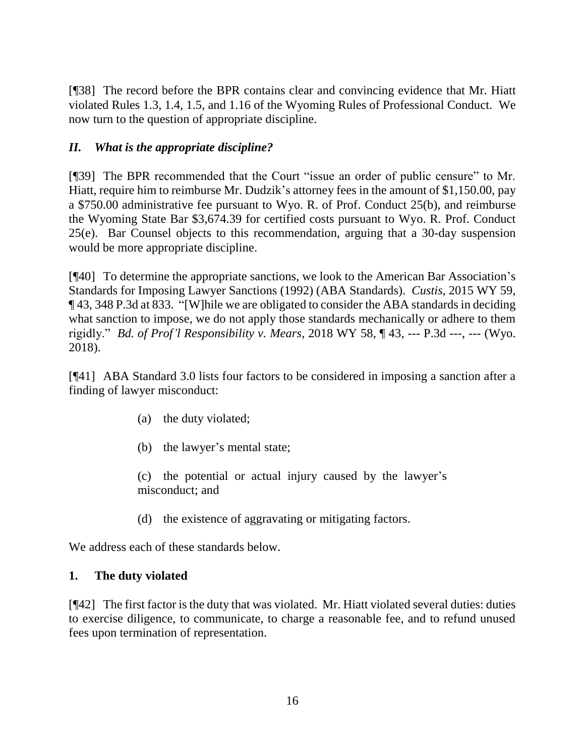[¶38] The record before the BPR contains clear and convincing evidence that Mr. Hiatt violated Rules 1.3, 1.4, 1.5, and 1.16 of the Wyoming Rules of Professional Conduct. We now turn to the question of appropriate discipline.

## *II. What is the appropriate discipline?*

[¶39] The BPR recommended that the Court "issue an order of public censure" to Mr. Hiatt, require him to reimburse Mr. Dudzik's attorney fees in the amount of $1,150.00, pay a $750.00 administrative fee pursuant to Wyo. R. of Prof. Conduct 25(b), and reimburse the Wyoming State Bar $3,674.39 for certified costs pursuant to Wyo. R. Prof. Conduct 25(e). Bar Counsel objects to this recommendation, arguing that a 30-day suspension would be more appropriate discipline.

[¶40] To determine the appropriate sanctions, we look to the American Bar Association's Standards for Imposing Lawyer Sanctions (1992) (ABA Standards). *Custis*, 2015 WY 59, ¶ 43, 348 P.3d at 833. "[W]hile we are obligated to consider the ABA standards in deciding what sanction to impose, we do not apply those standards mechanically or adhere to them rigidly." *Bd. of Prof'l Responsibility v. Mears*, 2018 WY 58, ¶ 43, --- P.3d ---, --- (Wyo. 2018).

[¶41] ABA Standard 3.0 lists four factors to be considered in imposing a sanction after a finding of lawyer misconduct:

> (a) the duty violated;
>
> (b) the lawyer's mental state;
>
> (c) the potential or actual injury caused by the lawyer's misconduct; and
>
> (d) the existence of aggravating or mitigating factors.

We address each of these standards below.

### 1. The duty violated

[¶42] The first factor is the duty that was violated. Mr. Hiatt violated several duties: duties to exercise diligence, to communicate, to charge a reasonable fee, and to refund unused fees upon termination of representation.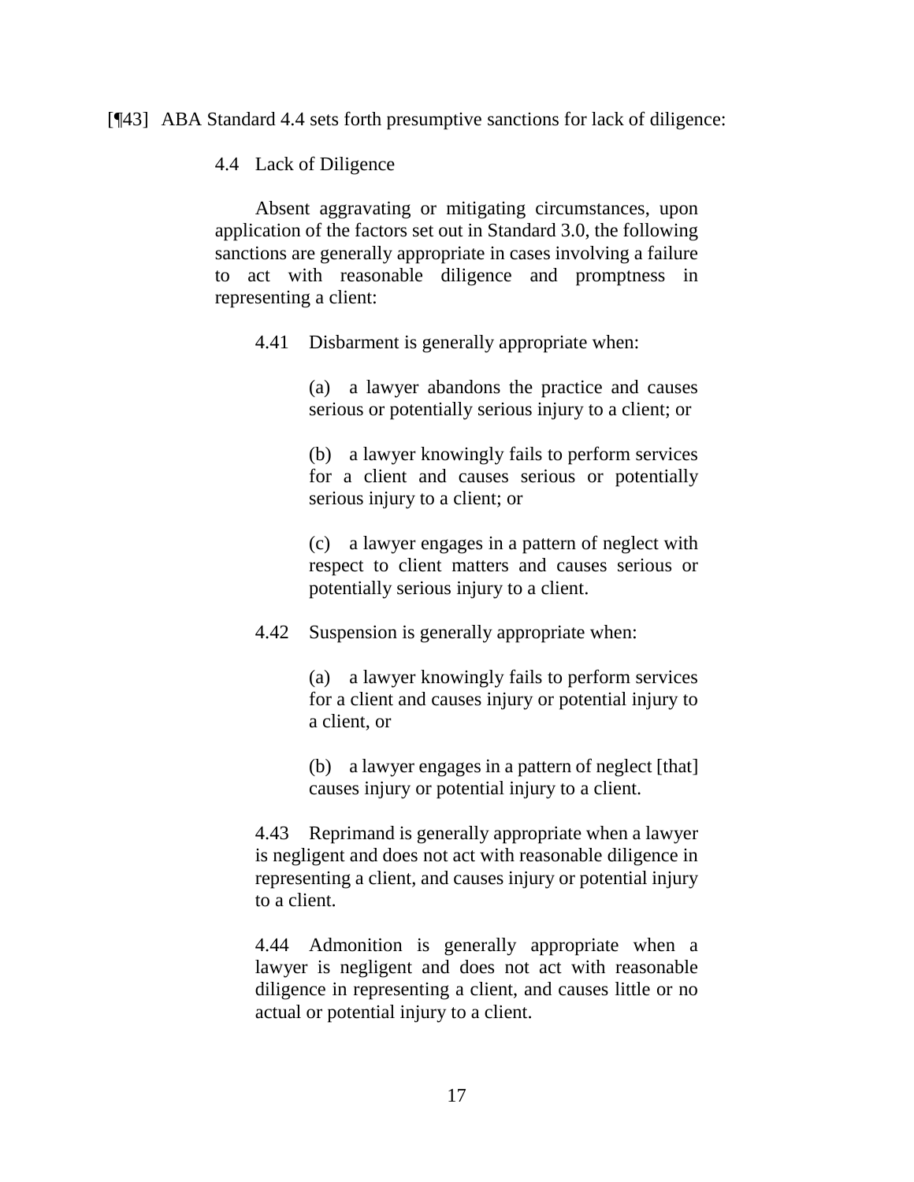[¶43] ABA Standard 4.4 sets forth presumptive sanctions for lack of diligence:

> 4.4 Lack of Diligence
>
> Absent aggravating or mitigating circumstances, upon application of the factors set out in Standard 3.0, the following sanctions are generally appropriate in cases involving a failure to act with reasonable diligence and promptness in representing a client:
>
> 4.41 Disbarment is generally appropriate when:
>
> > (a) a lawyer abandons the practice and causes serious or potentially serious injury to a client; or
> >
> > (b) a lawyer knowingly fails to perform services for a client and causes serious or potentially serious injury to a client; or
> >
> > (c) a lawyer engages in a pattern of neglect with respect to client matters and causes serious or potentially serious injury to a client.
>
> 4.42 Suspension is generally appropriate when:
>
> > (a) a lawyer knowingly fails to perform services for a client and causes injury or potential injury to a client, or
> >
> > (b) a lawyer engages in a pattern of neglect [that] causes injury or potential injury to a client.
>
> 4.43 Reprimand is generally appropriate when a lawyer is negligent and does not act with reasonable diligence in representing a client, and causes injury or potential injury to a client.
>
> 4.44 Admonition is generally appropriate when a lawyer is negligent and does not act with reasonable diligence in representing a client, and causes little or no actual or potential injury to a client.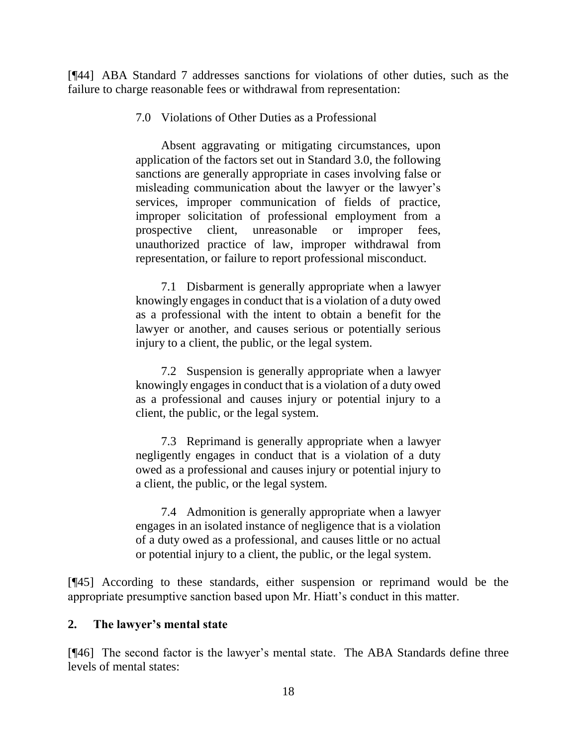[¶44] ABA Standard 7 addresses sanctions for violations of other duties, such as the failure to charge reasonable fees or withdrawal from representation:

> 7.0 Violations of Other Duties as a Professional
>
> Absent aggravating or mitigating circumstances, upon application of the factors set out in Standard 3.0, the following sanctions are generally appropriate in cases involving false or misleading communication about the lawyer or the lawyer's services, improper communication of fields of practice, improper solicitation of professional employment from a prospective client, unreasonable or improper fees, unauthorized practice of law, improper withdrawal from representation, or failure to report professional misconduct.
>
> 7.1 Disbarment is generally appropriate when a lawyer knowingly engages in conduct that is a violation of a duty owed as a professional with the intent to obtain a benefit for the lawyer or another, and causes serious or potentially serious injury to a client, the public, or the legal system.
>
> 7.2 Suspension is generally appropriate when a lawyer knowingly engages in conduct that is a violation of a duty owed as a professional and causes injury or potential injury to a client, the public, or the legal system.
>
> 7.3 Reprimand is generally appropriate when a lawyer negligently engages in conduct that is a violation of a duty owed as a professional and causes injury or potential injury to a client, the public, or the legal system.
>
> 7.4 Admonition is generally appropriate when a lawyer engages in an isolated instance of negligence that is a violation of a duty owed as a professional, and causes little or no actual or potential injury to a client, the public, or the legal system.

[¶45] According to these standards, either suspension or reprimand would be the appropriate presumptive sanction based upon Mr. Hiatt's conduct in this matter.

## 2. The lawyer's mental state

[¶46] The second factor is the lawyer's mental state. The ABA Standards define three levels of mental states: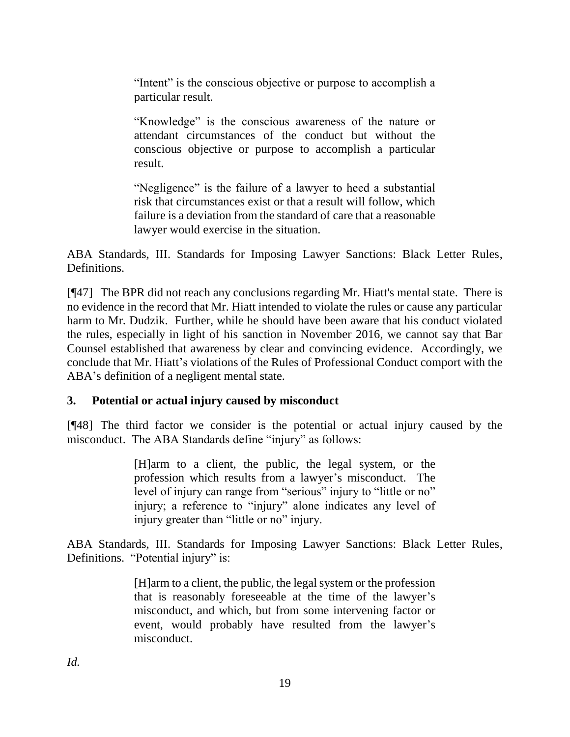> "Intent" is the conscious objective or purpose to accomplish a particular result.
>
> "Knowledge" is the conscious awareness of the nature or attendant circumstances of the conduct but without the conscious objective or purpose to accomplish a particular result.
>
> "Negligence" is the failure of a lawyer to heed a substantial risk that circumstances exist or that a result will follow, which failure is a deviation from the standard of care that a reasonable lawyer would exercise in the situation.

ABA Standards, III. Standards for Imposing Lawyer Sanctions: Black Letter Rules, Definitions.

[¶47] The BPR did not reach any conclusions regarding Mr. Hiatt's mental state. There is no evidence in the record that Mr. Hiatt intended to violate the rules or cause any particular harm to Mr. Dudzik. Further, while he should have been aware that his conduct violated the rules, especially in light of his sanction in November 2016, we cannot say that Bar Counsel established that awareness by clear and convincing evidence. Accordingly, we conclude that Mr. Hiatt's violations of the Rules of Professional Conduct comport with the ABA's definition of a negligent mental state.

### 3. Potential or actual injury caused by misconduct

[¶48] The third factor we consider is the potential or actual injury caused by the misconduct. The ABA Standards define "injury" as follows:

> [H]arm to a client, the public, the legal system, or the profession which results from a lawyer's misconduct. The level of injury can range from "serious" injury to "little or no" injury; a reference to "injury" alone indicates any level of injury greater than "little or no" injury.

ABA Standards, III. Standards for Imposing Lawyer Sanctions: Black Letter Rules, Definitions. "Potential injury" is:

> [H]arm to a client, the public, the legal system or the profession that is reasonably foreseeable at the time of the lawyer's misconduct, and which, but from some intervening factor or event, would probably have resulted from the lawyer's misconduct.

*Id.*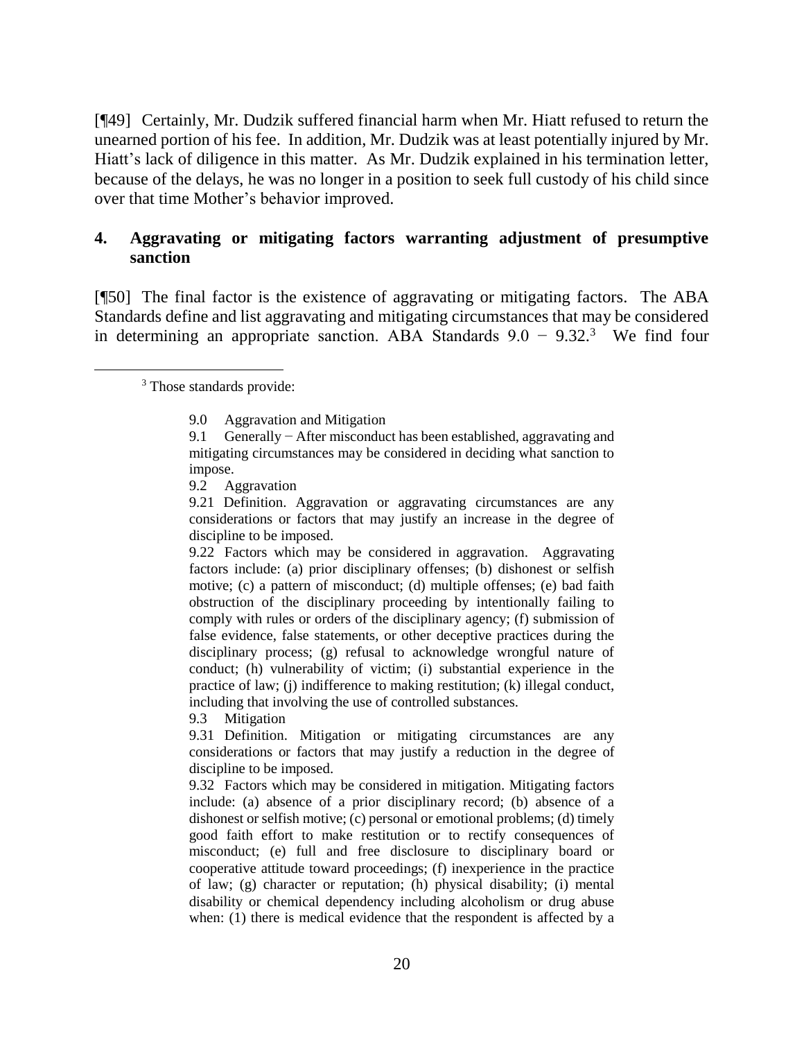[¶49] Certainly, Mr. Dudzik suffered financial harm when Mr. Hiatt refused to return the unearned portion of his fee. In addition, Mr. Dudzik was at least potentially injured by Mr. Hiatt's lack of diligence in this matter. As Mr. Dudzik explained in his termination letter, because of the delays, he was no longer in a position to seek full custody of his child since over that time Mother's behavior improved.

### 4. Aggravating or mitigating factors warranting adjustment of presumptive sanction

[¶50] The final factor is the existence of aggravating or mitigating factors. The ABA Standards define and list aggravating and mitigating circumstances that may be considered in determining an appropriate sanction. ABA Standards 9.0 − 9.32.[3] We find four

---

[3] Those standards provide:

> 9.0 Aggravation and Mitigation
>
> 9.1 Generally − After misconduct has been established, aggravating and mitigating circumstances may be considered in deciding what sanction to impose.
>
> 9.2 Aggravation
>
> 9.21 Definition. Aggravation or aggravating circumstances are any considerations or factors that may justify an increase in the degree of discipline to be imposed.
>
> 9.22 Factors which may be considered in aggravation. Aggravating factors include: (a) prior disciplinary offenses; (b) dishonest or selfish motive; (c) a pattern of misconduct; (d) multiple offenses; (e) bad faith obstruction of the disciplinary proceeding by intentionally failing to comply with rules or orders of the disciplinary agency; (f) submission of false evidence, false statements, or other deceptive practices during the disciplinary process; (g) refusal to acknowledge wrongful nature of conduct; (h) vulnerability of victim; (i) substantial experience in the practice of law; (j) indifference to making restitution; (k) illegal conduct, including that involving the use of controlled substances.
>
> 9.3 Mitigation
>
> 9.31 Definition. Mitigation or mitigating circumstances are any considerations or factors that may justify a reduction in the degree of discipline to be imposed.
>
> 9.32 Factors which may be considered in mitigation. Mitigating factors include: (a) absence of a prior disciplinary record; (b) absence of a dishonest or selfish motive; (c) personal or emotional problems; (d) timely good faith effort to make restitution or to rectify consequences of misconduct; (e) full and free disclosure to disciplinary board or cooperative attitude toward proceedings; (f) inexperience in the practice of law; (g) character or reputation; (h) physical disability; (i) mental disability or chemical dependency including alcoholism or drug abuse when: (1) there is medical evidence that the respondent is affected by a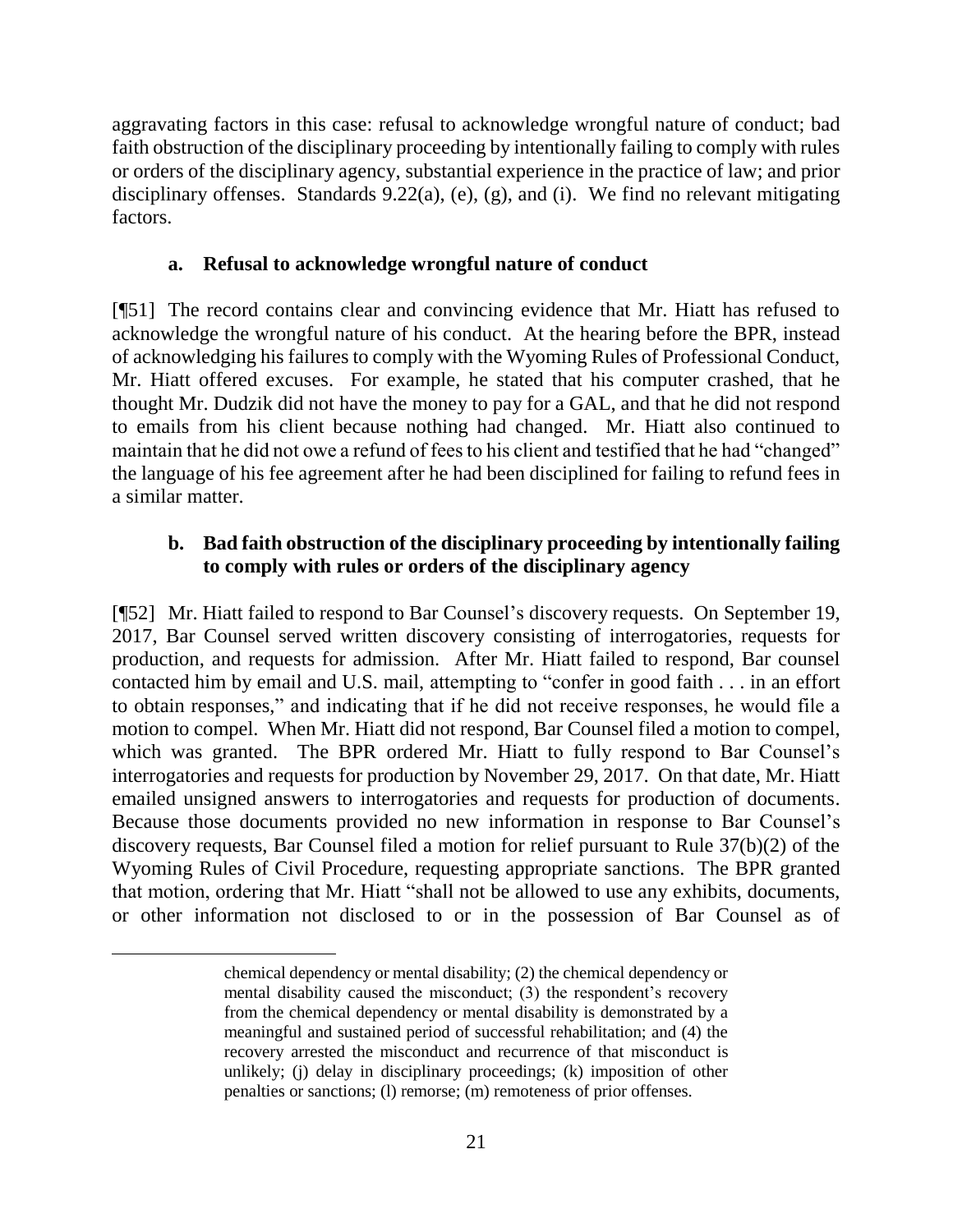aggravating factors in this case: refusal to acknowledge wrongful nature of conduct; bad faith obstruction of the disciplinary proceeding by intentionally failing to comply with rules or orders of the disciplinary agency, substantial experience in the practice of law; and prior disciplinary offenses. Standards 9.22(a), (e), (g), and (i). We find no relevant mitigating factors.

### a. Refusal to acknowledge wrongful nature of conduct

[¶51] The record contains clear and convincing evidence that Mr. Hiatt has refused to acknowledge the wrongful nature of his conduct. At the hearing before the BPR, instead of acknowledging his failures to comply with the Wyoming Rules of Professional Conduct, Mr. Hiatt offered excuses. For example, he stated that his computer crashed, that he thought Mr. Dudzik did not have the money to pay for a GAL, and that he did not respond to emails from his client because nothing had changed. Mr. Hiatt also continued to maintain that he did not owe a refund of fees to his client and testified that he had "changed" the language of his fee agreement after he had been disciplined for failing to refund fees in a similar matter.

### b. Bad faith obstruction of the disciplinary proceeding by intentionally failing to comply with rules or orders of the disciplinary agency

[¶52] Mr. Hiatt failed to respond to Bar Counsel's discovery requests. On September 19, 2017, Bar Counsel served written discovery consisting of interrogatories, requests for production, and requests for admission. After Mr. Hiatt failed to respond, Bar counsel contacted him by email and U.S. mail, attempting to "confer in good faith . . . in an effort to obtain responses," and indicating that if he did not receive responses, he would file a motion to compel. When Mr. Hiatt did not respond, Bar Counsel filed a motion to compel, which was granted. The BPR ordered Mr. Hiatt to fully respond to Bar Counsel's interrogatories and requests for production by November 29, 2017. On that date, Mr. Hiatt emailed unsigned answers to interrogatories and requests for production of documents. Because those documents provided no new information in response to Bar Counsel's discovery requests, Bar Counsel filed a motion for relief pursuant to Rule 37(b)(2) of the Wyoming Rules of Civil Procedure, requesting appropriate sanctions. The BPR granted that motion, ordering that Mr. Hiatt "shall not be allowed to use any exhibits, documents, or other information not disclosed to or in the possession of Bar Counsel as of

---

chemical dependency or mental disability; (2) the chemical dependency or mental disability caused the misconduct; (3) the respondent's recovery from the chemical dependency or mental disability is demonstrated by a meaningful and sustained period of successful rehabilitation; and (4) the recovery arrested the misconduct and recurrence of that misconduct is unlikely; (j) delay in disciplinary proceedings; (k) imposition of other penalties or sanctions; (l) remorse; (m) remoteness of prior offenses.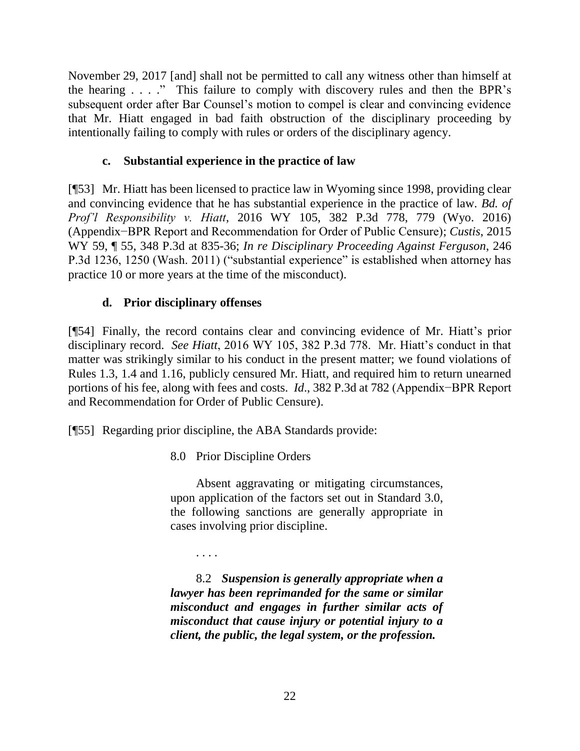November 29, 2017 [and] shall not be permitted to call any witness other than himself at the hearing . . . ." This failure to comply with discovery rules and then the BPR's subsequent order after Bar Counsel's motion to compel is clear and convincing evidence that Mr. Hiatt engaged in bad faith obstruction of the disciplinary proceeding by intentionally failing to comply with rules or orders of the disciplinary agency.

### c. Substantial experience in the practice of law

[¶53] Mr. Hiatt has been licensed to practice law in Wyoming since 1998, providing clear and convincing evidence that he has substantial experience in the practice of law. *Bd. of Prof'l Responsibility v. Hiatt*, 2016 WY 105, 382 P.3d 778, 779 (Wyo. 2016) (Appendix−BPR Report and Recommendation for Order of Public Censure); *Custis*, 2015 WY 59, ¶ 55, 348 P.3d at 835-36; *In re Disciplinary Proceeding Against Ferguson*, 246 P.3d 1236, 1250 (Wash. 2011) ("substantial experience" is established when attorney has practice 10 or more years at the time of the misconduct).

### d. Prior disciplinary offenses

[¶54] Finally, the record contains clear and convincing evidence of Mr. Hiatt's prior disciplinary record. *See Hiatt*, 2016 WY 105, 382 P.3d 778. Mr. Hiatt's conduct in that matter was strikingly similar to his conduct in the present matter; we found violations of Rules 1.3, 1.4 and 1.16, publicly censured Mr. Hiatt, and required him to return unearned portions of his fee, along with fees and costs. *Id*., 382 P.3d at 782 (Appendix−BPR Report and Recommendation for Order of Public Censure).

[¶55] Regarding prior discipline, the ABA Standards provide:

> 8.0 Prior Discipline Orders
>
> Absent aggravating or mitigating circumstances, upon application of the factors set out in Standard 3.0, the following sanctions are generally appropriate in cases involving prior discipline.
>
> . . . .
>
> 8.2 ***Suspension is generally appropriate when a lawyer has been reprimanded for the same or similar misconduct and engages in further similar acts of misconduct that cause injury or potential injury to a client, the public, the legal system, or the profession.***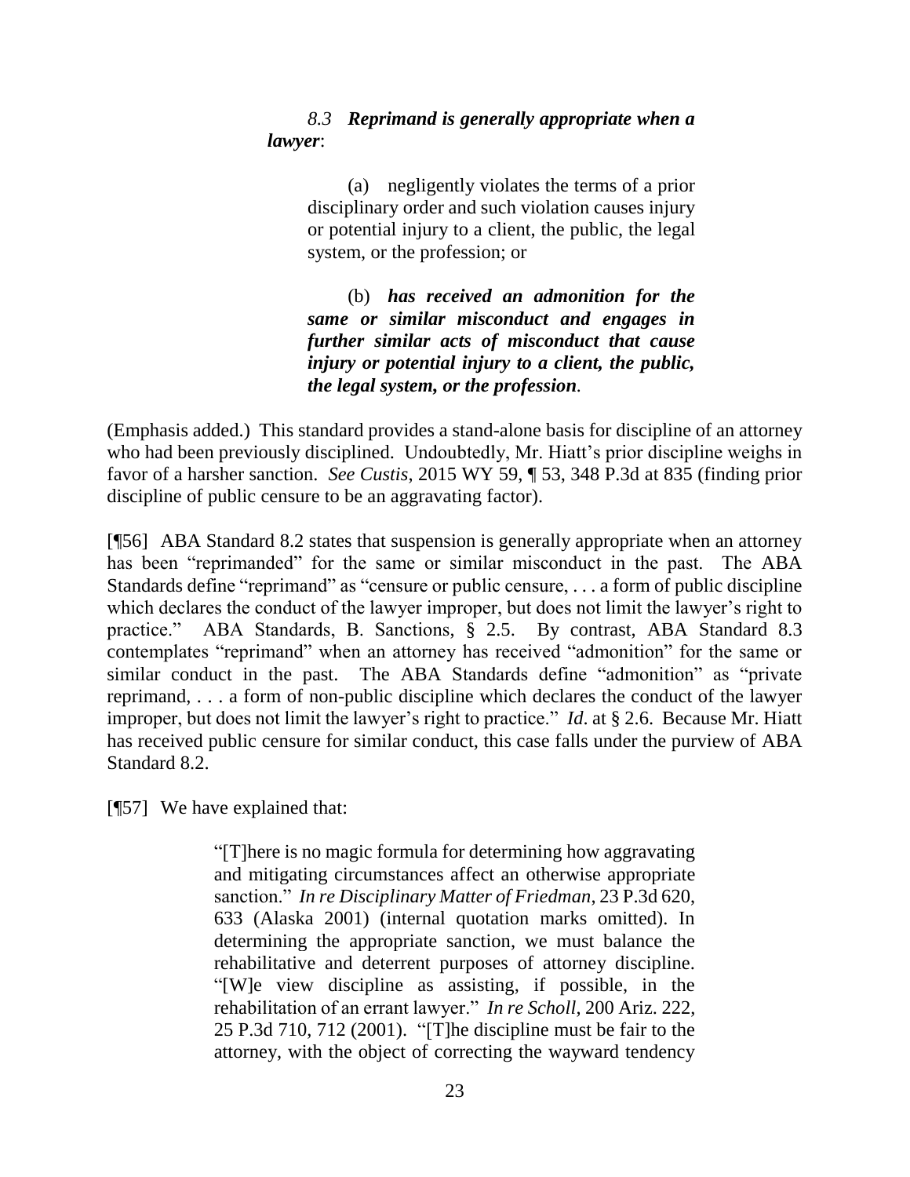> *8.3 **Reprimand is generally appropriate when a lawyer**:*
>
> > (a) negligently violates the terms of a prior disciplinary order and such violation causes injury or potential injury to a client, the public, the legal system, or the profession; or
> >
> > (b) ***has received an admonition for the same or similar misconduct and engages in further similar acts of misconduct that cause injury or potential injury to a client, the public, the legal system, or the profession***.

(Emphasis added.) This standard provides a stand-alone basis for discipline of an attorney who had been previously disciplined. Undoubtedly, Mr. Hiatt's prior discipline weighs in favor of a harsher sanction. *See Custis*, 2015 WY 59, ¶ 53, 348 P.3d at 835 (finding prior discipline of public censure to be an aggravating factor).

[¶56] ABA Standard 8.2 states that suspension is generally appropriate when an attorney has been "reprimanded" for the same or similar misconduct in the past. The ABA Standards define "reprimand" as "censure or public censure, . . . a form of public discipline which declares the conduct of the lawyer improper, but does not limit the lawyer's right to practice." ABA Standards, B. Sanctions, § 2.5. By contrast, ABA Standard 8.3 contemplates "reprimand" when an attorney has received "admonition" for the same or similar conduct in the past. The ABA Standards define "admonition" as "private reprimand, . . . a form of non-public discipline which declares the conduct of the lawyer improper, but does not limit the lawyer's right to practice." *Id*. at § 2.6. Because Mr. Hiatt has received public censure for similar conduct, this case falls under the purview of ABA Standard 8.2.

[¶57] We have explained that:

> "[T]here is no magic formula for determining how aggravating and mitigating circumstances affect an otherwise appropriate sanction." *In re Disciplinary Matter of Friedman*, 23 P.3d 620, 633 (Alaska 2001) (internal quotation marks omitted). In determining the appropriate sanction, we must balance the rehabilitative and deterrent purposes of attorney discipline. "[W]e view discipline as assisting, if possible, in the rehabilitation of an errant lawyer." *In re Scholl*, 200 Ariz. 222, 25 P.3d 710, 712 (2001). "[T]he discipline must be fair to the attorney, with the object of correcting the wayward tendency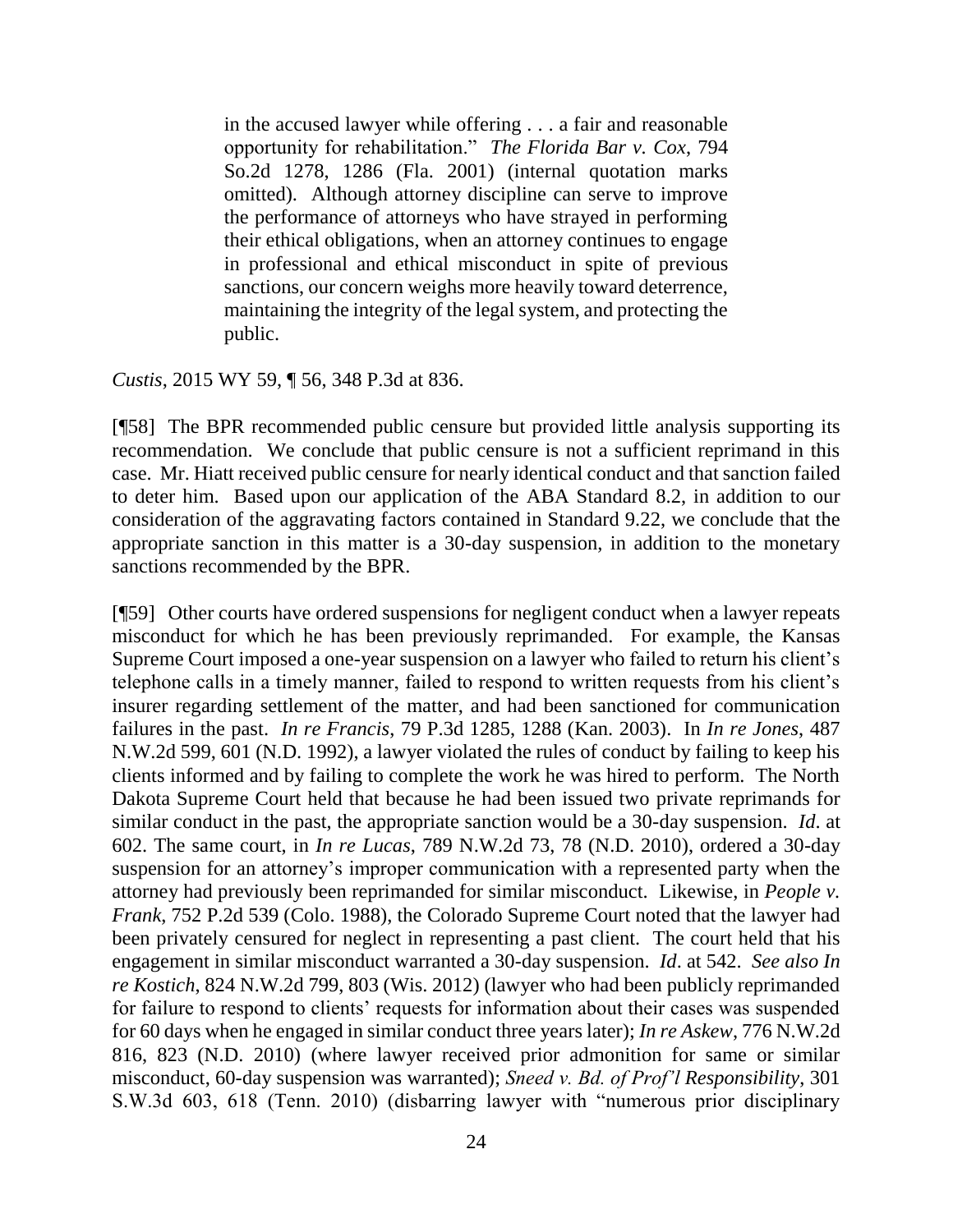> in the accused lawyer while offering . . . a fair and reasonable opportunity for rehabilitation." *The Florida Bar v. Cox*, 794 So.2d 1278, 1286 (Fla. 2001) (internal quotation marks omitted). Although attorney discipline can serve to improve the performance of attorneys who have strayed in performing their ethical obligations, when an attorney continues to engage in professional and ethical misconduct in spite of previous sanctions, our concern weighs more heavily toward deterrence, maintaining the integrity of the legal system, and protecting the public.

*Custis*, 2015 WY 59, ¶ 56, 348 P.3d at 836.

[¶58] The BPR recommended public censure but provided little analysis supporting its recommendation. We conclude that public censure is not a sufficient reprimand in this case. Mr. Hiatt received public censure for nearly identical conduct and that sanction failed to deter him. Based upon our application of the ABA Standard 8.2, in addition to our consideration of the aggravating factors contained in Standard 9.22, we conclude that the appropriate sanction in this matter is a 30-day suspension, in addition to the monetary sanctions recommended by the BPR.

[¶59] Other courts have ordered suspensions for negligent conduct when a lawyer repeats misconduct for which he has been previously reprimanded. For example, the Kansas Supreme Court imposed a one-year suspension on a lawyer who failed to return his client's telephone calls in a timely manner, failed to respond to written requests from his client's insurer regarding settlement of the matter, and had been sanctioned for communication failures in the past. *In re Francis*, 79 P.3d 1285, 1288 (Kan. 2003). In *In re Jones*, 487 N.W.2d 599, 601 (N.D. 1992), a lawyer violated the rules of conduct by failing to keep his clients informed and by failing to complete the work he was hired to perform. The North Dakota Supreme Court held that because he had been issued two private reprimands for similar conduct in the past, the appropriate sanction would be a 30-day suspension. *Id*. at 602. The same court, in *In re Lucas*, 789 N.W.2d 73, 78 (N.D. 2010), ordered a 30-day suspension for an attorney's improper communication with a represented party when the attorney had previously been reprimanded for similar misconduct. Likewise, in *People v. Frank*, 752 P.2d 539 (Colo. 1988), the Colorado Supreme Court noted that the lawyer had been privately censured for neglect in representing a past client. The court held that his engagement in similar misconduct warranted a 30-day suspension. *Id*. at 542. *See also In re Kostich*, 824 N.W.2d 799, 803 (Wis. 2012) (lawyer who had been publicly reprimanded for failure to respond to clients' requests for information about their cases was suspended for 60 days when he engaged in similar conduct three years later); *In re Askew*, 776 N.W.2d 816, 823 (N.D. 2010) (where lawyer received prior admonition for same or similar misconduct, 60-day suspension was warranted); *Sneed v. Bd. of Prof'l Responsibility*, 301 S.W.3d 603, 618 (Tenn. 2010) (disbarring lawyer with "numerous prior disciplinary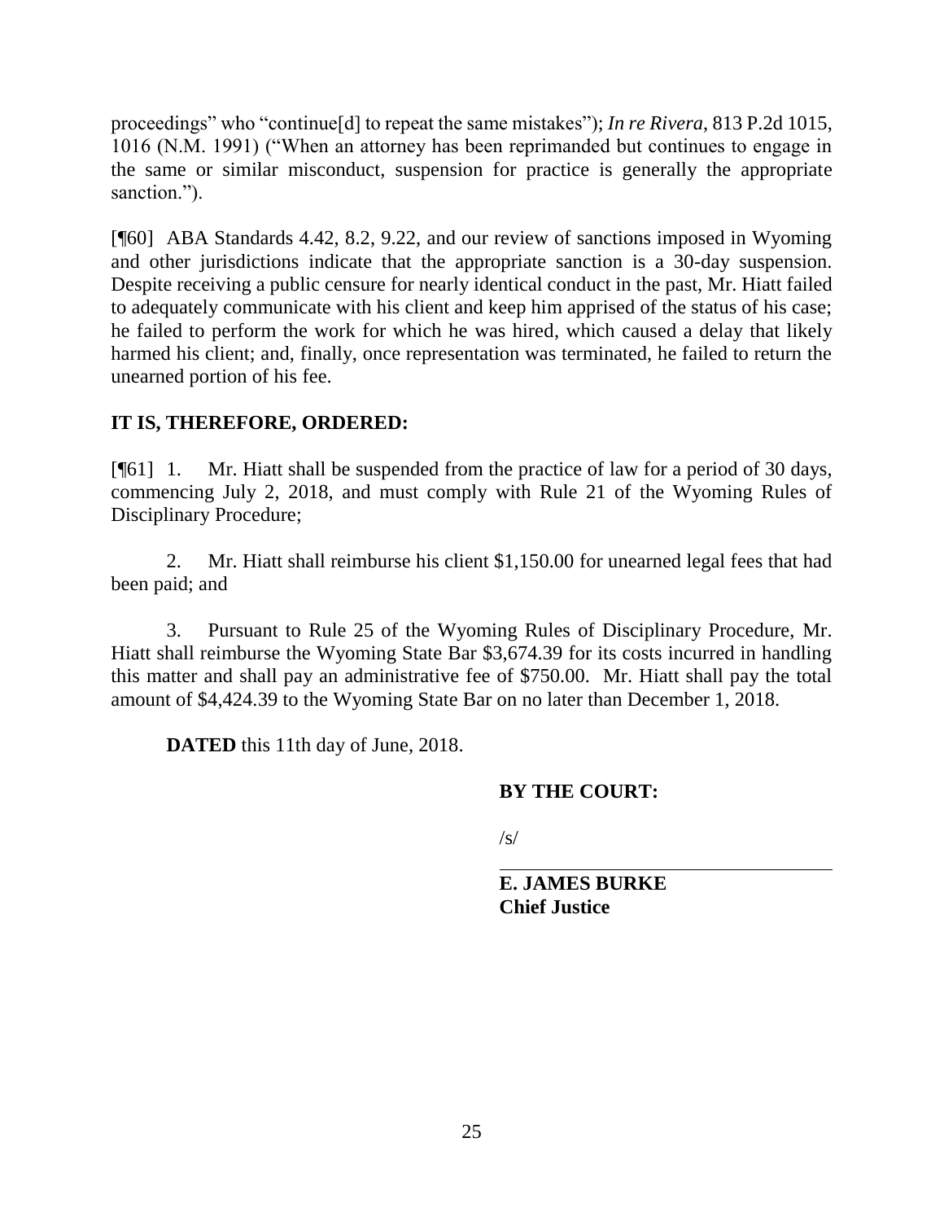proceedings" who "continue[d] to repeat the same mistakes"); *In re Rivera*, 813 P.2d 1015, 1016 (N.M. 1991) ("When an attorney has been reprimanded but continues to engage in the same or similar misconduct, suspension for practice is generally the appropriate sanction.").

[¶60] ABA Standards 4.42, 8.2, 9.22, and our review of sanctions imposed in Wyoming and other jurisdictions indicate that the appropriate sanction is a 30-day suspension. Despite receiving a public censure for nearly identical conduct in the past, Mr. Hiatt failed to adequately communicate with his client and keep him apprised of the status of his case; he failed to perform the work for which he was hired, which caused a delay that likely harmed his client; and, finally, once representation was terminated, he failed to return the unearned portion of his fee.

**IT IS, THEREFORE, ORDERED:**

[¶61] 1. Mr. Hiatt shall be suspended from the practice of law for a period of 30 days, commencing July 2, 2018, and must comply with Rule 21 of the Wyoming Rules of Disciplinary Procedure;

2. Mr. Hiatt shall reimburse his client $1,150.00 for unearned legal fees that had been paid; and

3. Pursuant to Rule 25 of the Wyoming Rules of Disciplinary Procedure, Mr. Hiatt shall reimburse the Wyoming State Bar $3,674.39 for its costs incurred in handling this matter and shall pay an administrative fee of $750.00. Mr. Hiatt shall pay the total amount of $4,424.39 to the Wyoming State Bar on no later than December 1, 2018.

**DATED** this 11th day of June, 2018.

**BY THE COURT:**

/s/

**E. JAMES BURKE**
**Chief Justice**